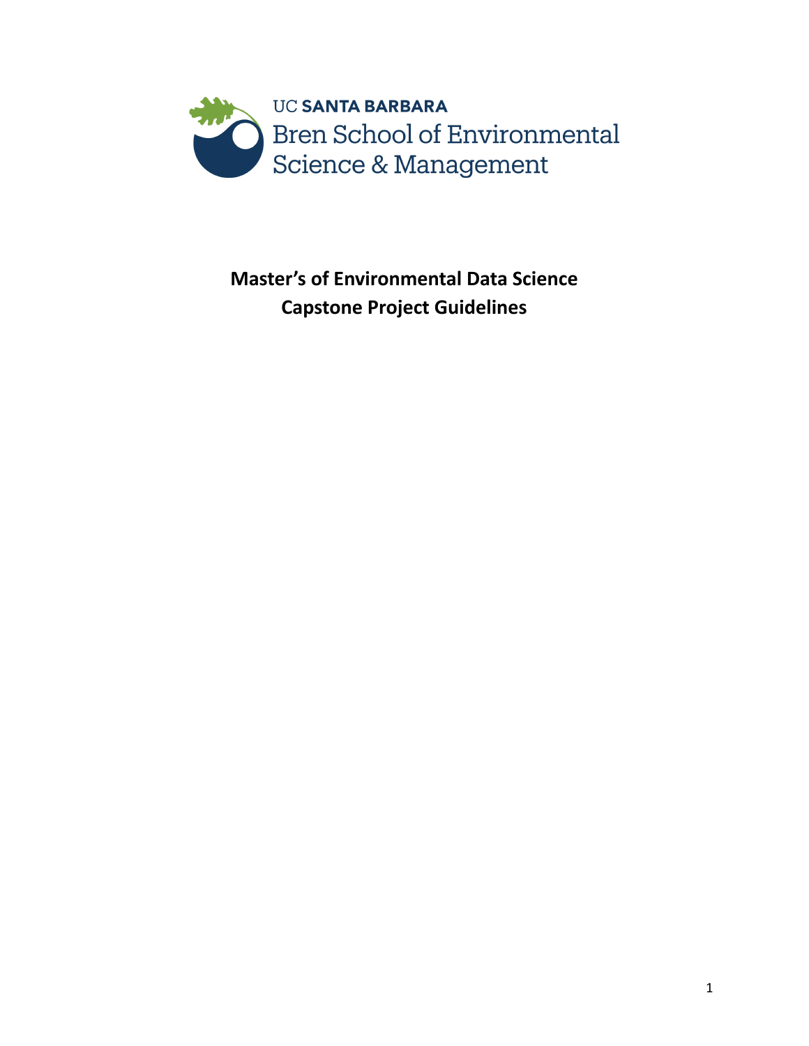UC SANTA BARBARA
Bren School of Environmental Science & Management

# Master's of Environmental Data Science
# Capstone Project Guidelines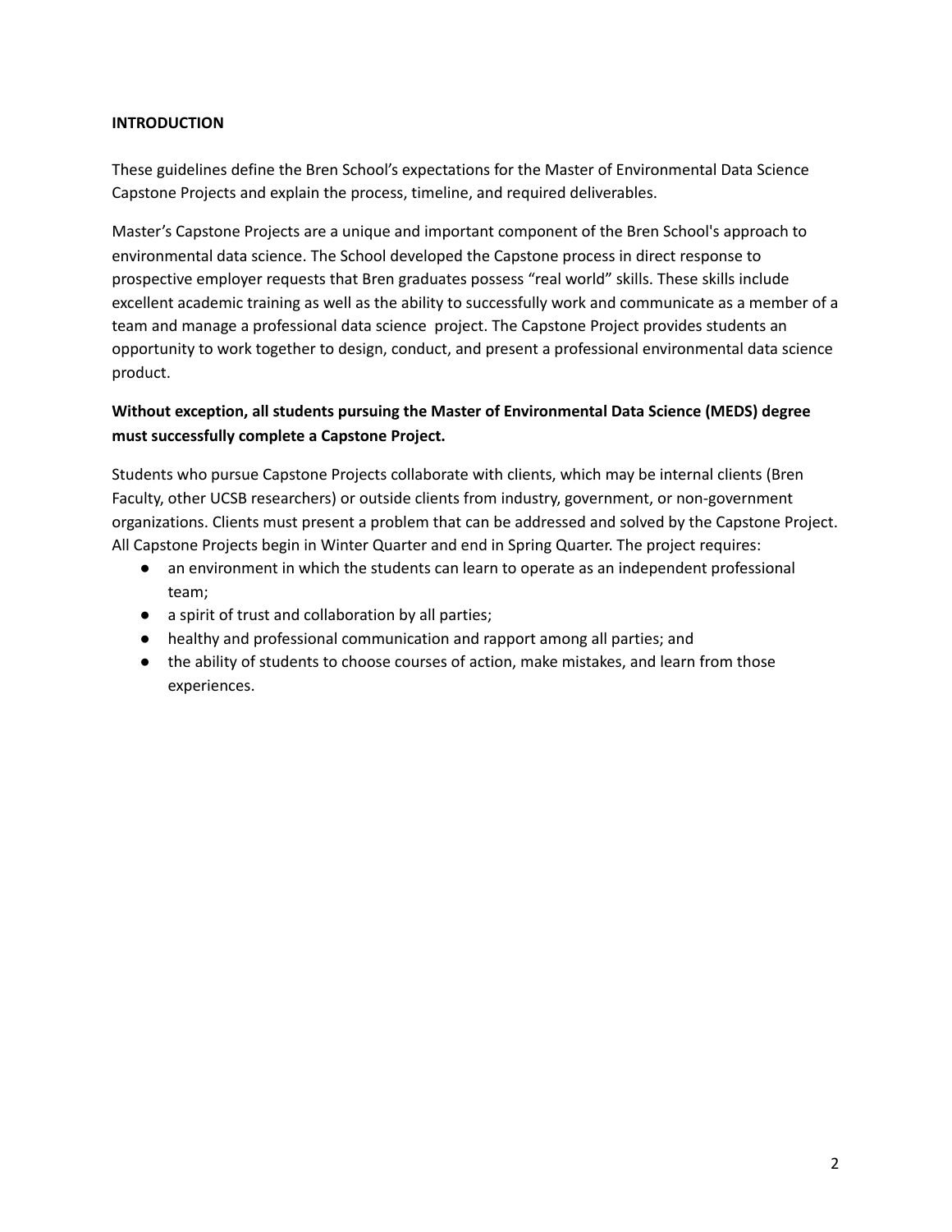**INTRODUCTION**

These guidelines define the Bren School's expectations for the Master of Environmental Data Science Capstone Projects and explain the process, timeline, and required deliverables.

Master's Capstone Projects are a unique and important component of the Bren School's approach to environmental data science. The School developed the Capstone process in direct response to prospective employer requests that Bren graduates possess "real world" skills. These skills include excellent academic training as well as the ability to successfully work and communicate as a member of a team and manage a professional data science project. The Capstone Project provides students an opportunity to work together to design, conduct, and present a professional environmental data science product.

**Without exception, all students pursuing the Master of Environmental Data Science (MEDS) degree must successfully complete a Capstone Project.**

Students who pursue Capstone Projects collaborate with clients, which may be internal clients (Bren Faculty, other UCSB researchers) or outside clients from industry, government, or non-government organizations. Clients must present a problem that can be addressed and solved by the Capstone Project. All Capstone Projects begin in Winter Quarter and end in Spring Quarter. The project requires:

- an environment in which the students can learn to operate as an independent professional team;
- a spirit of trust and collaboration by all parties;
- healthy and professional communication and rapport among all parties; and
- the ability of students to choose courses of action, make mistakes, and learn from those experiences.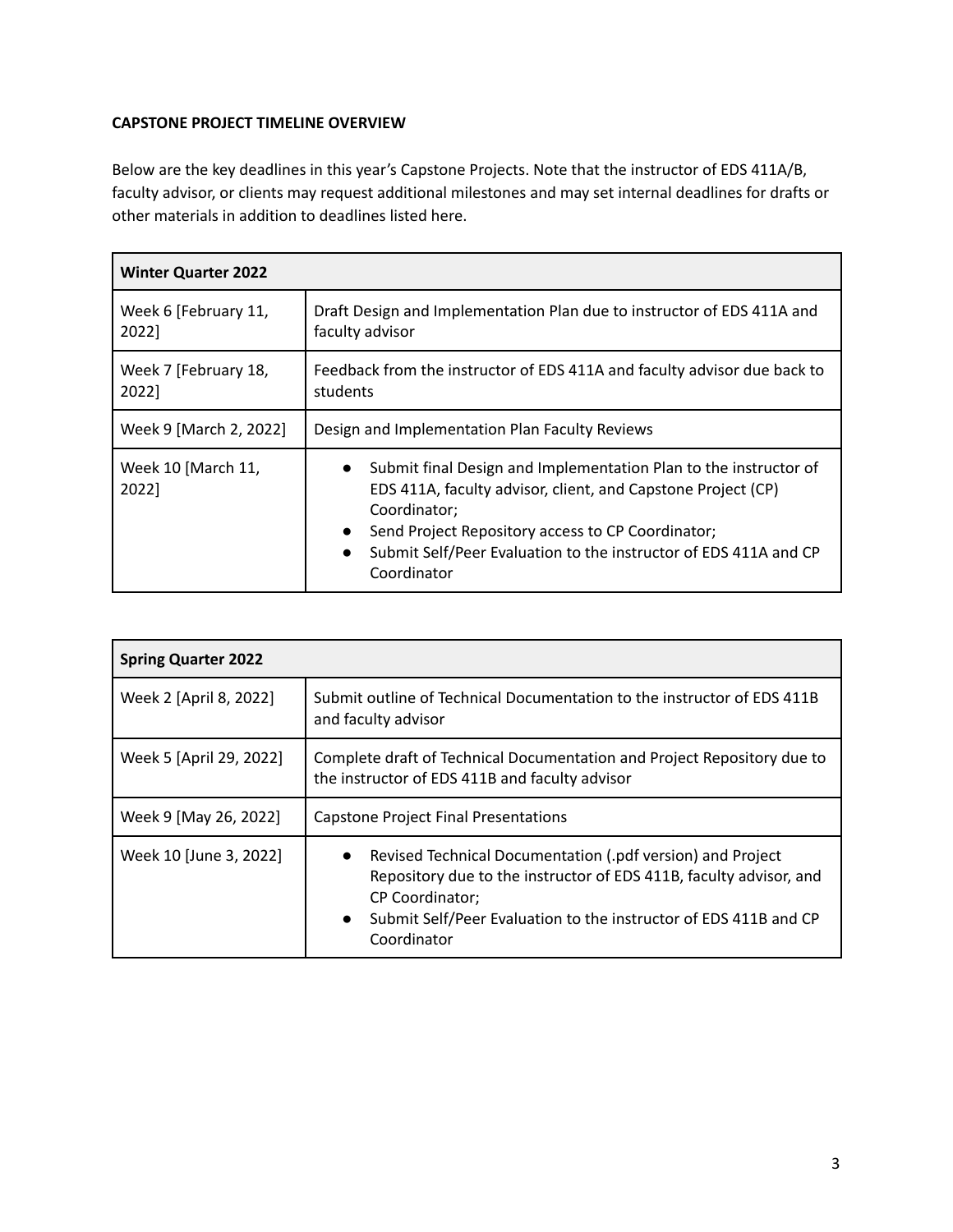**CAPSTONE PROJECT TIMELINE OVERVIEW**

Below are the key deadlines in this year's Capstone Projects. Note that the instructor of EDS 411A/B, faculty advisor, or clients may request additional milestones and may set internal deadlines for drafts or other materials in addition to deadlines listed here.

| **Winter Quarter 2022** | |
|---|---|
| Week 6 [February 11, 2022] | Draft Design and Implementation Plan due to instructor of EDS 411A and faculty advisor |
| Week 7 [February 18, 2022] | Feedback from the instructor of EDS 411A and faculty advisor due back to students |
| Week 9 [March 2, 2022] | Design and Implementation Plan Faculty Reviews |
| Week 10 [March 11, 2022] | • Submit final Design and Implementation Plan to the instructor of EDS 411A, faculty advisor, client, and Capstone Project (CP) Coordinator;<br>• Send Project Repository access to CP Coordinator;<br>• Submit Self/Peer Evaluation to the instructor of EDS 411A and CP Coordinator |

| **Spring Quarter 2022** | |
|---|---|
| Week 2 [April 8, 2022] | Submit outline of Technical Documentation to the instructor of EDS 411B and faculty advisor |
| Week 5 [April 29, 2022] | Complete draft of Technical Documentation and Project Repository due to the instructor of EDS 411B and faculty advisor |
| Week 9 [May 26, 2022] | Capstone Project Final Presentations |
| Week 10 [June 3, 2022] | • Revised Technical Documentation (.pdf version) and Project Repository due to the instructor of EDS 411B, faculty advisor, and CP Coordinator;<br>• Submit Self/Peer Evaluation to the instructor of EDS 411B and CP Coordinator |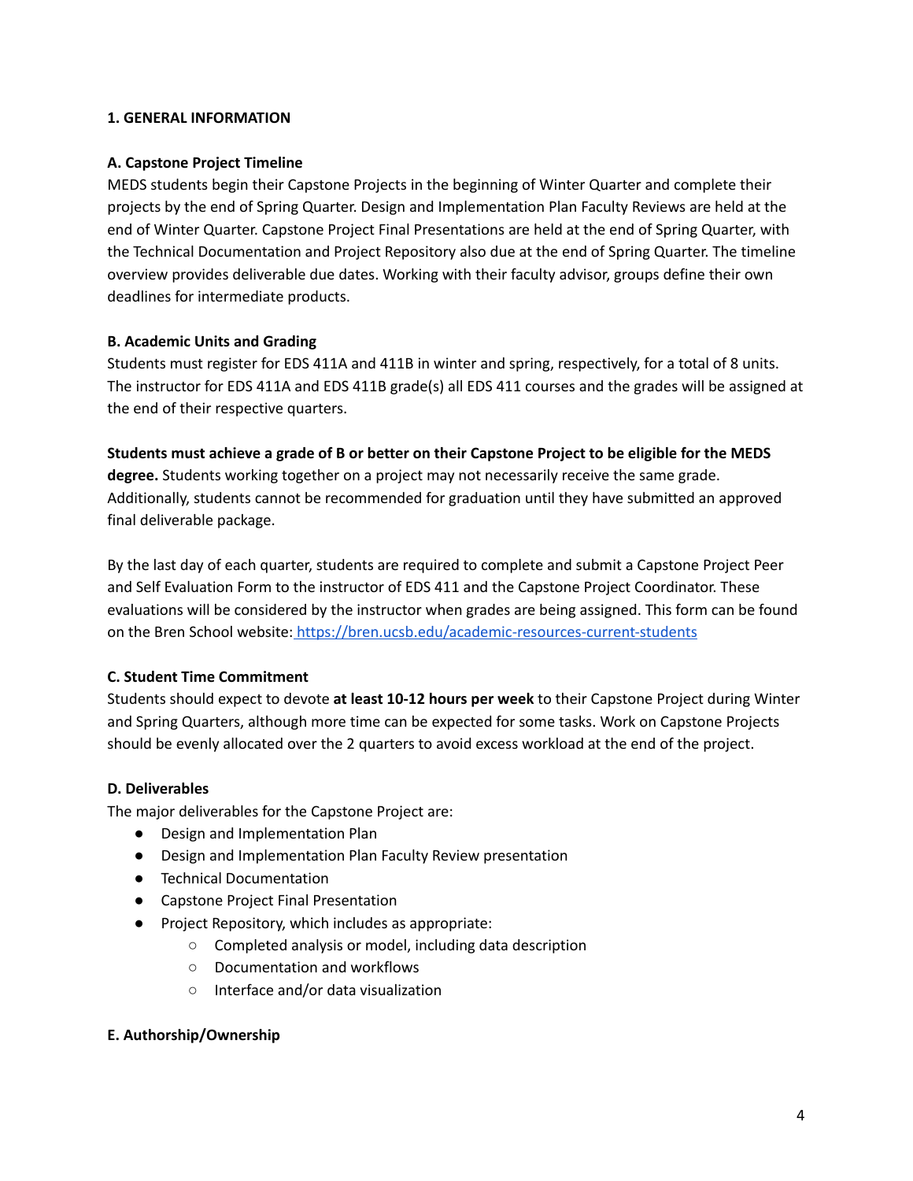## 1. GENERAL INFORMATION

### A. Capstone Project Timeline

MEDS students begin their Capstone Projects in the beginning of Winter Quarter and complete their projects by the end of Spring Quarter. Design and Implementation Plan Faculty Reviews are held at the end of Winter Quarter. Capstone Project Final Presentations are held at the end of Spring Quarter, with the Technical Documentation and Project Repository also due at the end of Spring Quarter. The timeline overview provides deliverable due dates. Working with their faculty advisor, groups define their own deadlines for intermediate products.

### B. Academic Units and Grading

Students must register for EDS 411A and 411B in winter and spring, respectively, for a total of 8 units. The instructor for EDS 411A and EDS 411B grade(s) all EDS 411 courses and the grades will be assigned at the end of their respective quarters.

**Students must achieve a grade of B or better on their Capstone Project to be eligible for the MEDS degree.** Students working together on a project may not necessarily receive the same grade. Additionally, students cannot be recommended for graduation until they have submitted an approved final deliverable package.

By the last day of each quarter, students are required to complete and submit a Capstone Project Peer and Self Evaluation Form to the instructor of EDS 411 and the Capstone Project Coordinator. These evaluations will be considered by the instructor when grades are being assigned. This form can be found on the Bren School website: https://bren.ucsb.edu/academic-resources-current-students

### C. Student Time Commitment

Students should expect to devote **at least 10-12 hours per week** to their Capstone Project during Winter and Spring Quarters, although more time can be expected for some tasks. Work on Capstone Projects should be evenly allocated over the 2 quarters to avoid excess workload at the end of the project.

### D. Deliverables

The major deliverables for the Capstone Project are:

- Design and Implementation Plan
- Design and Implementation Plan Faculty Review presentation
- Technical Documentation
- Capstone Project Final Presentation
- Project Repository, which includes as appropriate:
    - Completed analysis or model, including data description
    - Documentation and workflows
    - Interface and/or data visualization

### E. Authorship/Ownership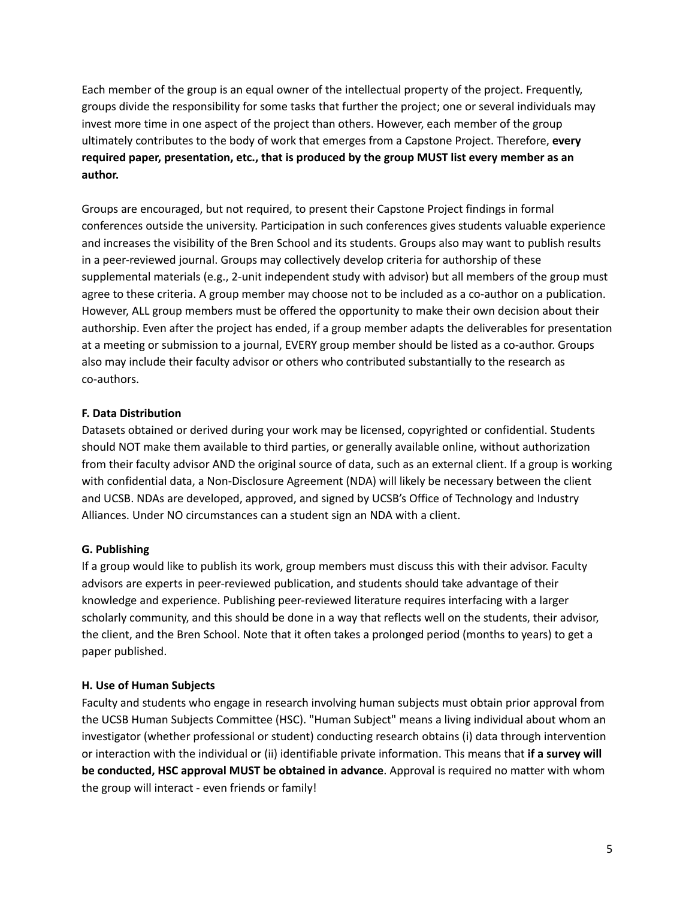Each member of the group is an equal owner of the intellectual property of the project. Frequently, groups divide the responsibility for some tasks that further the project; one or several individuals may invest more time in one aspect of the project than others. However, each member of the group ultimately contributes to the body of work that emerges from a Capstone Project. Therefore, **every required paper, presentation, etc., that is produced by the group MUST list every member as an author.**

Groups are encouraged, but not required, to present their Capstone Project findings in formal conferences outside the university. Participation in such conferences gives students valuable experience and increases the visibility of the Bren School and its students. Groups also may want to publish results in a peer-reviewed journal. Groups may collectively develop criteria for authorship of these supplemental materials (e.g., 2-unit independent study with advisor) but all members of the group must agree to these criteria. A group member may choose not to be included as a co-author on a publication. However, ALL group members must be offered the opportunity to make their own decision about their authorship. Even after the project has ended, if a group member adapts the deliverables for presentation at a meeting or submission to a journal, EVERY group member should be listed as a co-author. Groups also may include their faculty advisor or others who contributed substantially to the research as co-authors.

**F. Data Distribution**

Datasets obtained or derived during your work may be licensed, copyrighted or confidential. Students should NOT make them available to third parties, or generally available online, without authorization from their faculty advisor AND the original source of data, such as an external client. If a group is working with confidential data, a Non-Disclosure Agreement (NDA) will likely be necessary between the client and UCSB. NDAs are developed, approved, and signed by UCSB's Office of Technology and Industry Alliances. Under NO circumstances can a student sign an NDA with a client.

**G. Publishing**

If a group would like to publish its work, group members must discuss this with their advisor. Faculty advisors are experts in peer-reviewed publication, and students should take advantage of their knowledge and experience. Publishing peer-reviewed literature requires interfacing with a larger scholarly community, and this should be done in a way that reflects well on the students, their advisor, the client, and the Bren School. Note that it often takes a prolonged period (months to years) to get a paper published.

**H. Use of Human Subjects**

Faculty and students who engage in research involving human subjects must obtain prior approval from the UCSB Human Subjects Committee (HSC). "Human Subject" means a living individual about whom an investigator (whether professional or student) conducting research obtains (i) data through intervention or interaction with the individual or (ii) identifiable private information. This means that **if a survey will be conducted, HSC approval MUST be obtained in advance**. Approval is required no matter with whom the group will interact - even friends or family!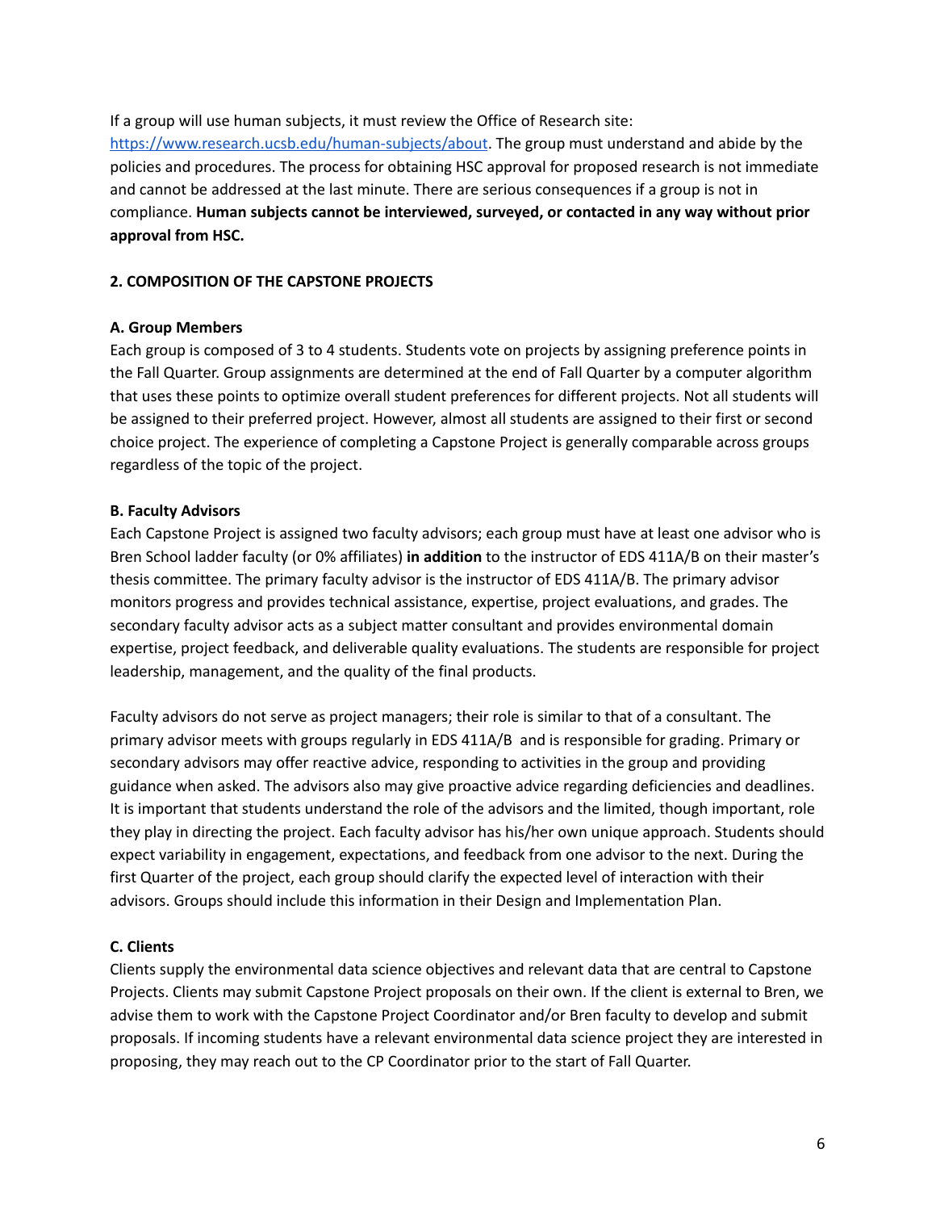If a group will use human subjects, it must review the Office of Research site: https://www.research.ucsb.edu/human-subjects/about. The group must understand and abide by the policies and procedures. The process for obtaining HSC approval for proposed research is not immediate and cannot be addressed at the last minute. There are serious consequences if a group is not in compliance. **Human subjects cannot be interviewed, surveyed, or contacted in any way without prior approval from HSC.**

## 2. COMPOSITION OF THE CAPSTONE PROJECTS

### A. Group Members

Each group is composed of 3 to 4 students. Students vote on projects by assigning preference points in the Fall Quarter. Group assignments are determined at the end of Fall Quarter by a computer algorithm that uses these points to optimize overall student preferences for different projects. Not all students will be assigned to their preferred project. However, almost all students are assigned to their first or second choice project. The experience of completing a Capstone Project is generally comparable across groups regardless of the topic of the project.

### B. Faculty Advisors

Each Capstone Project is assigned two faculty advisors; each group must have at least one advisor who is Bren School ladder faculty (or 0% affiliates) **in addition** to the instructor of EDS 411A/B on their master's thesis committee. The primary faculty advisor is the instructor of EDS 411A/B. The primary advisor monitors progress and provides technical assistance, expertise, project evaluations, and grades. The secondary faculty advisor acts as a subject matter consultant and provides environmental domain expertise, project feedback, and deliverable quality evaluations. The students are responsible for project leadership, management, and the quality of the final products.

Faculty advisors do not serve as project managers; their role is similar to that of a consultant. The primary advisor meets with groups regularly in EDS 411A/B and is responsible for grading. Primary or secondary advisors may offer reactive advice, responding to activities in the group and providing guidance when asked. The advisors also may give proactive advice regarding deficiencies and deadlines. It is important that students understand the role of the advisors and the limited, though important, role they play in directing the project. Each faculty advisor has his/her own unique approach. Students should expect variability in engagement, expectations, and feedback from one advisor to the next. During the first Quarter of the project, each group should clarify the expected level of interaction with their advisors. Groups should include this information in their Design and Implementation Plan.

### C. Clients

Clients supply the environmental data science objectives and relevant data that are central to Capstone Projects. Clients may submit Capstone Project proposals on their own. If the client is external to Bren, we advise them to work with the Capstone Project Coordinator and/or Bren faculty to develop and submit proposals. If incoming students have a relevant environmental data science project they are interested in proposing, they may reach out to the CP Coordinator prior to the start of Fall Quarter.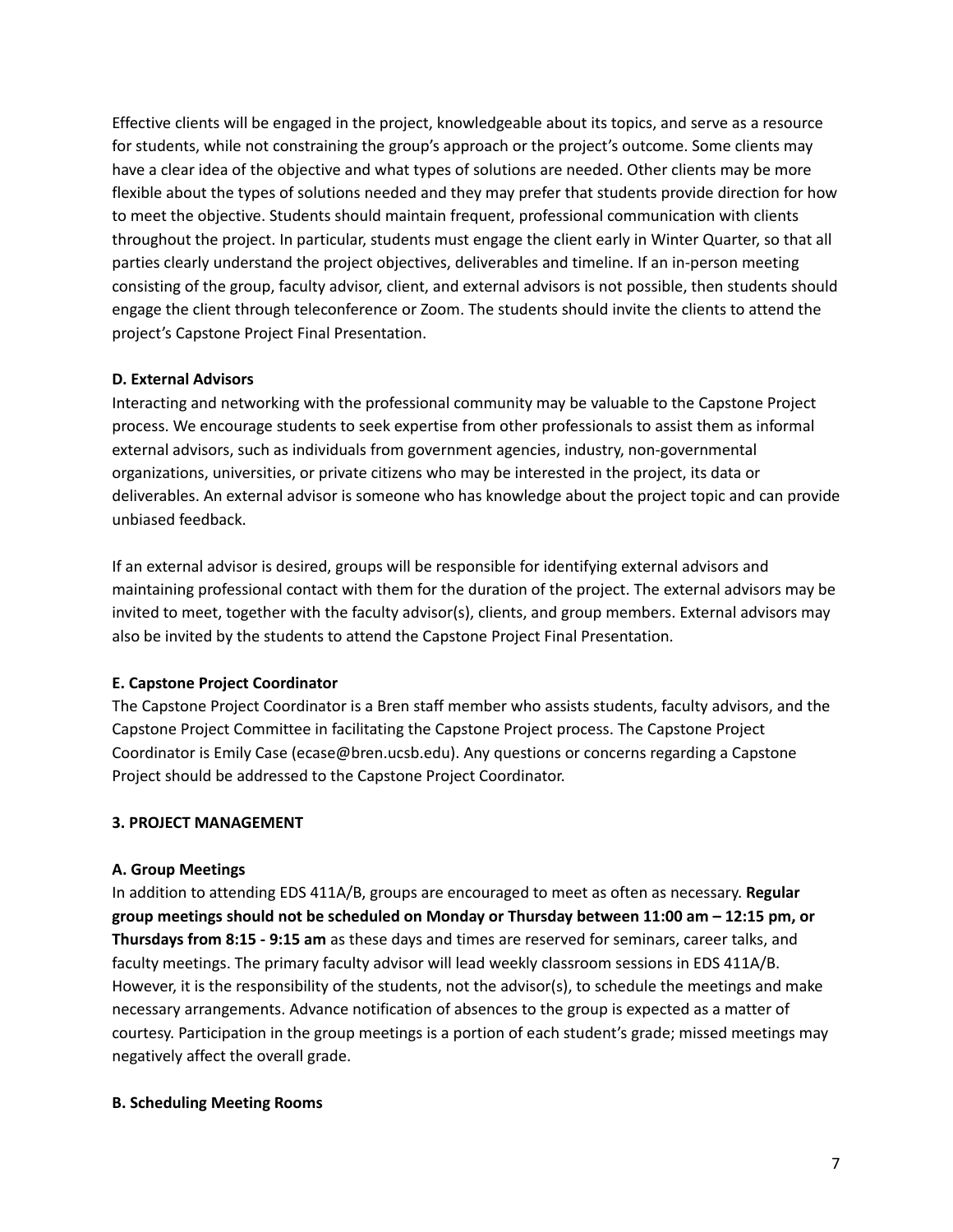Effective clients will be engaged in the project, knowledgeable about its topics, and serve as a resource for students, while not constraining the group's approach or the project's outcome. Some clients may have a clear idea of the objective and what types of solutions are needed. Other clients may be more flexible about the types of solutions needed and they may prefer that students provide direction for how to meet the objective. Students should maintain frequent, professional communication with clients throughout the project. In particular, students must engage the client early in Winter Quarter, so that all parties clearly understand the project objectives, deliverables and timeline. If an in-person meeting consisting of the group, faculty advisor, client, and external advisors is not possible, then students should engage the client through teleconference or Zoom. The students should invite the clients to attend the project's Capstone Project Final Presentation.

**D. External Advisors**

Interacting and networking with the professional community may be valuable to the Capstone Project process. We encourage students to seek expertise from other professionals to assist them as informal external advisors, such as individuals from government agencies, industry, non-governmental organizations, universities, or private citizens who may be interested in the project, its data or deliverables. An external advisor is someone who has knowledge about the project topic and can provide unbiased feedback.

If an external advisor is desired, groups will be responsible for identifying external advisors and maintaining professional contact with them for the duration of the project. The external advisors may be invited to meet, together with the faculty advisor(s), clients, and group members. External advisors may also be invited by the students to attend the Capstone Project Final Presentation.

**E. Capstone Project Coordinator**

The Capstone Project Coordinator is a Bren staff member who assists students, faculty advisors, and the Capstone Project Committee in facilitating the Capstone Project process. The Capstone Project Coordinator is Emily Case (ecase@bren.ucsb.edu). Any questions or concerns regarding a Capstone Project should be addressed to the Capstone Project Coordinator.

## 3. PROJECT MANAGEMENT

**A. Group Meetings**

In addition to attending EDS 411A/B, groups are encouraged to meet as often as necessary. **Regular group meetings should not be scheduled on Monday or Thursday between 11:00 am – 12:15 pm, or Thursdays from 8:15 - 9:15 am** as these days and times are reserved for seminars, career talks, and faculty meetings. The primary faculty advisor will lead weekly classroom sessions in EDS 411A/B. However, it is the responsibility of the students, not the advisor(s), to schedule the meetings and make necessary arrangements. Advance notification of absences to the group is expected as a matter of courtesy. Participation in the group meetings is a portion of each student's grade; missed meetings may negatively affect the overall grade.

**B. Scheduling Meeting Rooms**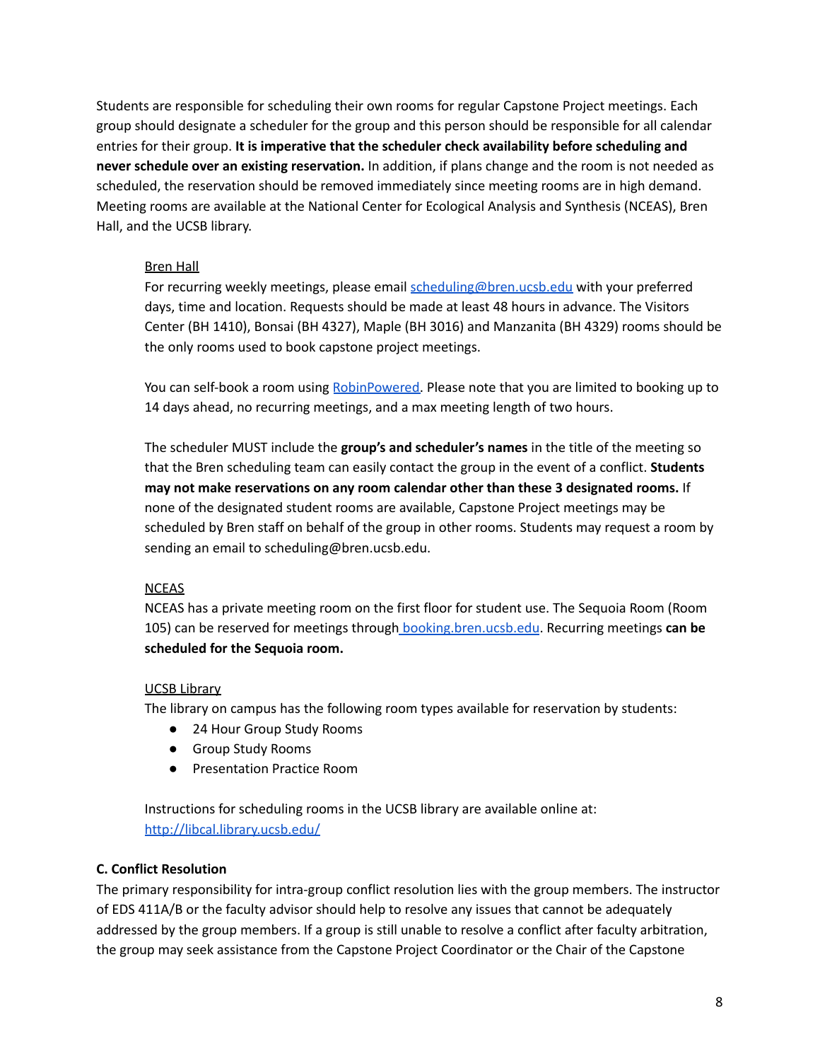Students are responsible for scheduling their own rooms for regular Capstone Project meetings. Each group should designate a scheduler for the group and this person should be responsible for all calendar entries for their group. **It is imperative that the scheduler check availability before scheduling and never schedule over an existing reservation.** In addition, if plans change and the room is not needed as scheduled, the reservation should be removed immediately since meeting rooms are in high demand. Meeting rooms are available at the National Center for Ecological Analysis and Synthesis (NCEAS), Bren Hall, and the UCSB library.

<u>Bren Hall</u>

For recurring weekly meetings, please email [scheduling@bren.ucsb.edu](mailto:scheduling@bren.ucsb.edu) with your preferred days, time and location. Requests should be made at least 48 hours in advance. The Visitors Center (BH 1410), Bonsai (BH 4327), Maple (BH 3016) and Manzanita (BH 4329) rooms should be the only rooms used to book capstone project meetings.

You can self-book a room using RobinPowered. Please note that you are limited to booking up to 14 days ahead, no recurring meetings, and a max meeting length of two hours.

The scheduler MUST include the **group's and scheduler's names** in the title of the meeting so that the Bren scheduling team can easily contact the group in the event of a conflict. **Students may not make reservations on any room calendar other than these 3 designated rooms.** If none of the designated student rooms are available, Capstone Project meetings may be scheduled by Bren staff on behalf of the group in other rooms. Students may request a room by sending an email to scheduling@bren.ucsb.edu.

<u>NCEAS</u>

NCEAS has a private meeting room on the first floor for student use. The Sequoia Room (Room 105) can be reserved for meetings through booking.bren.ucsb.edu. Recurring meetings **can be scheduled for the Sequoia room.**

<u>UCSB Library</u>

The library on campus has the following room types available for reservation by students:

- 24 Hour Group Study Rooms
- Group Study Rooms
- Presentation Practice Room

Instructions for scheduling rooms in the UCSB library are available online at: http://libcal.library.ucsb.edu/

**C. Conflict Resolution**

The primary responsibility for intra-group conflict resolution lies with the group members. The instructor of EDS 411A/B or the faculty advisor should help to resolve any issues that cannot be adequately addressed by the group members. If a group is still unable to resolve a conflict after faculty arbitration, the group may seek assistance from the Capstone Project Coordinator or the Chair of the Capstone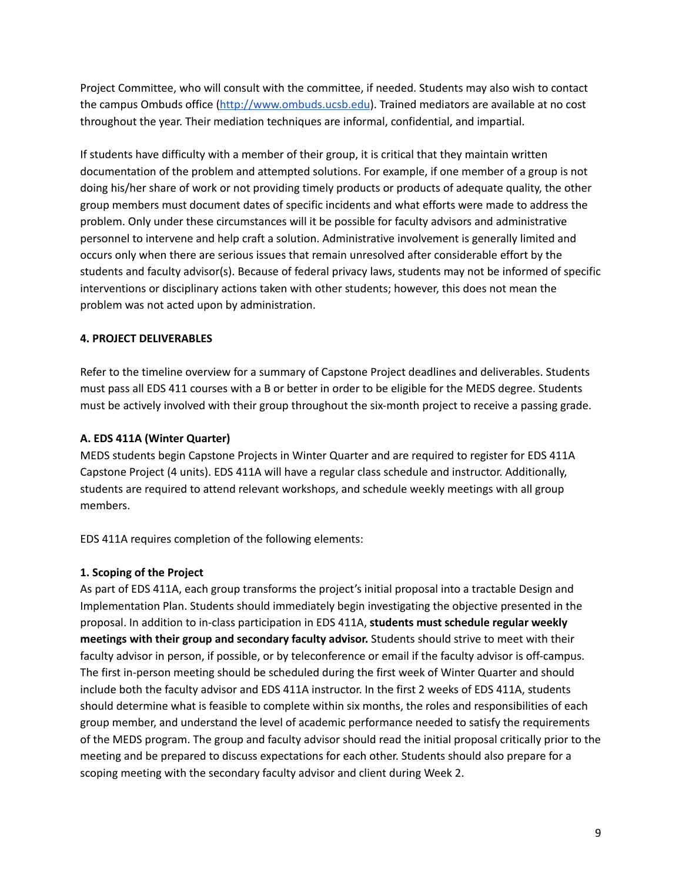Project Committee, who will consult with the committee, if needed. Students may also wish to contact the campus Ombuds office (http://www.ombuds.ucsb.edu). Trained mediators are available at no cost throughout the year. Their mediation techniques are informal, confidential, and impartial.

If students have difficulty with a member of their group, it is critical that they maintain written documentation of the problem and attempted solutions. For example, if one member of a group is not doing his/her share of work or not providing timely products or products of adequate quality, the other group members must document dates of specific incidents and what efforts were made to address the problem. Only under these circumstances will it be possible for faculty advisors and administrative personnel to intervene and help craft a solution. Administrative involvement is generally limited and occurs only when there are serious issues that remain unresolved after considerable effort by the students and faculty advisor(s). Because of federal privacy laws, students may not be informed of specific interventions or disciplinary actions taken with other students; however, this does not mean the problem was not acted upon by administration.

## 4. PROJECT DELIVERABLES

Refer to the timeline overview for a summary of Capstone Project deadlines and deliverables. Students must pass all EDS 411 courses with a B or better in order to be eligible for the MEDS degree. Students must be actively involved with their group throughout the six-month project to receive a passing grade.

### A. EDS 411A (Winter Quarter)

MEDS students begin Capstone Projects in Winter Quarter and are required to register for EDS 411A Capstone Project (4 units). EDS 411A will have a regular class schedule and instructor. Additionally, students are required to attend relevant workshops, and schedule weekly meetings with all group members.

EDS 411A requires completion of the following elements:

#### 1. Scoping of the Project

As part of EDS 411A, each group transforms the project's initial proposal into a tractable Design and Implementation Plan. Students should immediately begin investigating the objective presented in the proposal. In addition to in-class participation in EDS 411A, **students must schedule regular weekly meetings with their group and secondary faculty advisor.** Students should strive to meet with their faculty advisor in person, if possible, or by teleconference or email if the faculty advisor is off-campus. The first in-person meeting should be scheduled during the first week of Winter Quarter and should include both the faculty advisor and EDS 411A instructor. In the first 2 weeks of EDS 411A, students should determine what is feasible to complete within six months, the roles and responsibilities of each group member, and understand the level of academic performance needed to satisfy the requirements of the MEDS program. The group and faculty advisor should read the initial proposal critically prior to the meeting and be prepared to discuss expectations for each other. Students should also prepare for a scoping meeting with the secondary faculty advisor and client during Week 2.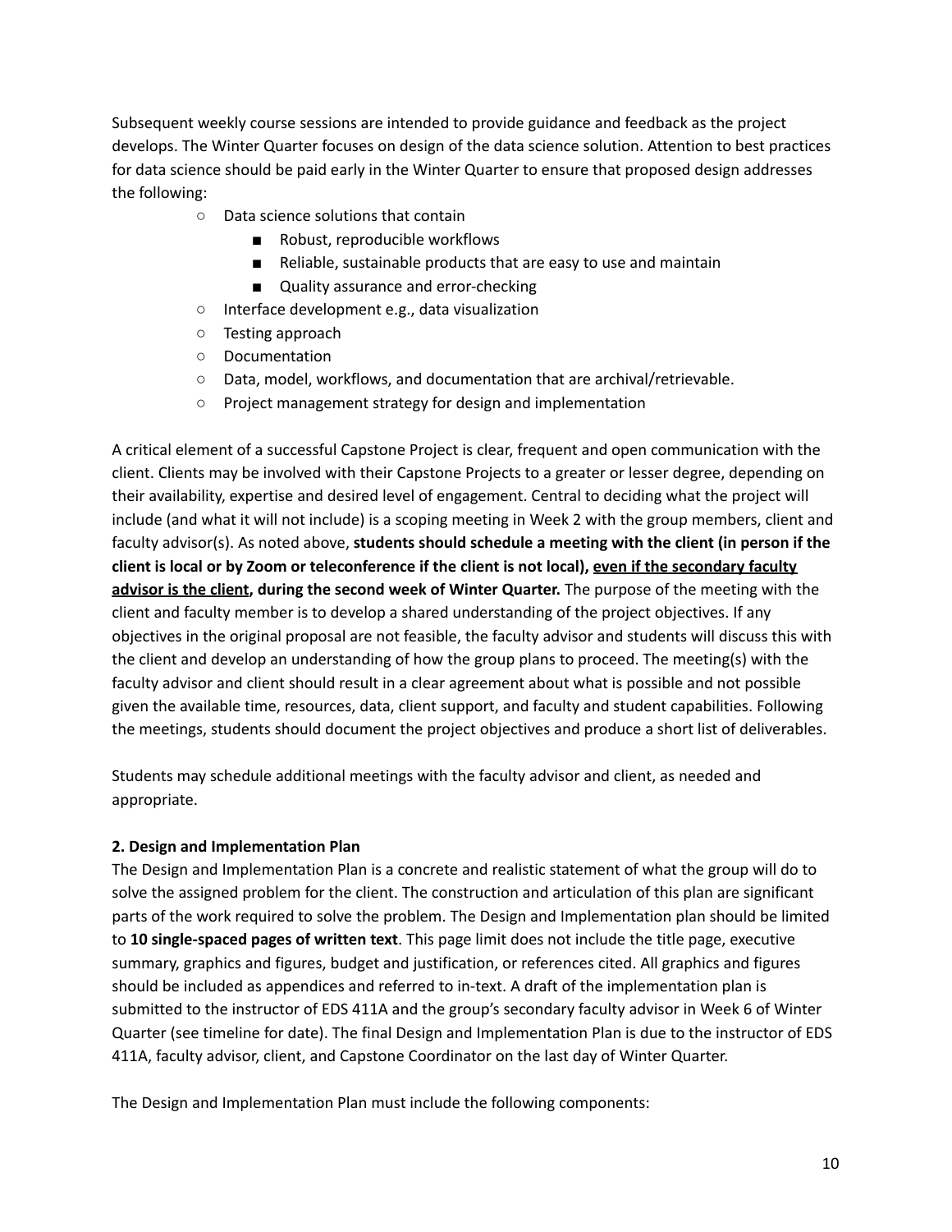Subsequent weekly course sessions are intended to provide guidance and feedback as the project develops. The Winter Quarter focuses on design of the data science solution. Attention to best practices for data science should be paid early in the Winter Quarter to ensure that proposed design addresses the following:

- Data science solutions that contain
  - Robust, reproducible workflows
  - Reliable, sustainable products that are easy to use and maintain
  - Quality assurance and error-checking
- Interface development e.g., data visualization
- Testing approach
- Documentation
- Data, model, workflows, and documentation that are archival/retrievable.
- Project management strategy for design and implementation

A critical element of a successful Capstone Project is clear, frequent and open communication with the client. Clients may be involved with their Capstone Projects to a greater or lesser degree, depending on their availability, expertise and desired level of engagement. Central to deciding what the project will include (and what it will not include) is a scoping meeting in Week 2 with the group members, client and faculty advisor(s). As noted above, **students should schedule a meeting with the client (in person if the client is local or by Zoom or teleconference if the client is not local), <u>even if the secondary faculty advisor is the client</u>, during the second week of Winter Quarter.** The purpose of the meeting with the client and faculty member is to develop a shared understanding of the project objectives. If any objectives in the original proposal are not feasible, the faculty advisor and students will discuss this with the client and develop an understanding of how the group plans to proceed. The meeting(s) with the faculty advisor and client should result in a clear agreement about what is possible and not possible given the available time, resources, data, client support, and faculty and student capabilities. Following the meetings, students should document the project objectives and produce a short list of deliverables.

Students may schedule additional meetings with the faculty advisor and client, as needed and appropriate.

**2. Design and Implementation Plan**

The Design and Implementation Plan is a concrete and realistic statement of what the group will do to solve the assigned problem for the client. The construction and articulation of this plan are significant parts of the work required to solve the problem. The Design and Implementation plan should be limited to **10 single-spaced pages of written text**. This page limit does not include the title page, executive summary, graphics and figures, budget and justification, or references cited. All graphics and figures should be included as appendices and referred to in-text. A draft of the implementation plan is submitted to the instructor of EDS 411A and the group's secondary faculty advisor in Week 6 of Winter Quarter (see timeline for date). The final Design and Implementation Plan is due to the instructor of EDS 411A, faculty advisor, client, and Capstone Coordinator on the last day of Winter Quarter.

The Design and Implementation Plan must include the following components: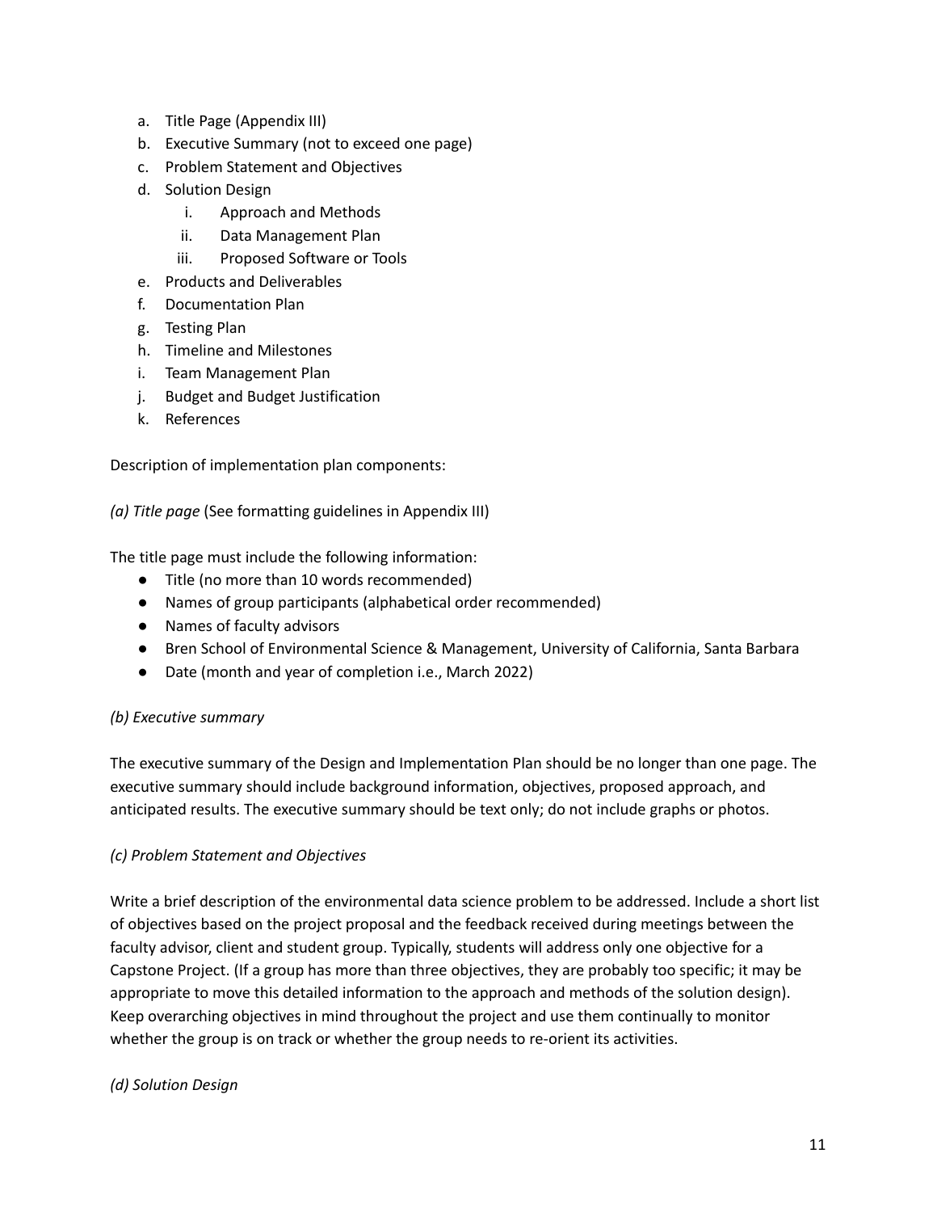a. Title Page (Appendix III)
b. Executive Summary (not to exceed one page)
c. Problem Statement and Objectives
d. Solution Design
    i. Approach and Methods
    ii. Data Management Plan
    iii. Proposed Software or Tools
e. Products and Deliverables
f. Documentation Plan
g. Testing Plan
h. Timeline and Milestones
i. Team Management Plan
j. Budget and Budget Justification
k. References

Description of implementation plan components:

*(a) Title page* (See formatting guidelines in Appendix III)

The title page must include the following information:

- Title (no more than 10 words recommended)
- Names of group participants (alphabetical order recommended)
- Names of faculty advisors
- Bren School of Environmental Science & Management, University of California, Santa Barbara
- Date (month and year of completion i.e., March 2022)

*(b) Executive summary*

The executive summary of the Design and Implementation Plan should be no longer than one page. The executive summary should include background information, objectives, proposed approach, and anticipated results. The executive summary should be text only; do not include graphs or photos.

*(c) Problem Statement and Objectives*

Write a brief description of the environmental data science problem to be addressed. Include a short list of objectives based on the project proposal and the feedback received during meetings between the faculty advisor, client and student group. Typically, students will address only one objective for a Capstone Project. (If a group has more than three objectives, they are probably too specific; it may be appropriate to move this detailed information to the approach and methods of the solution design). Keep overarching objectives in mind throughout the project and use them continually to monitor whether the group is on track or whether the group needs to re-orient its activities.

*(d) Solution Design*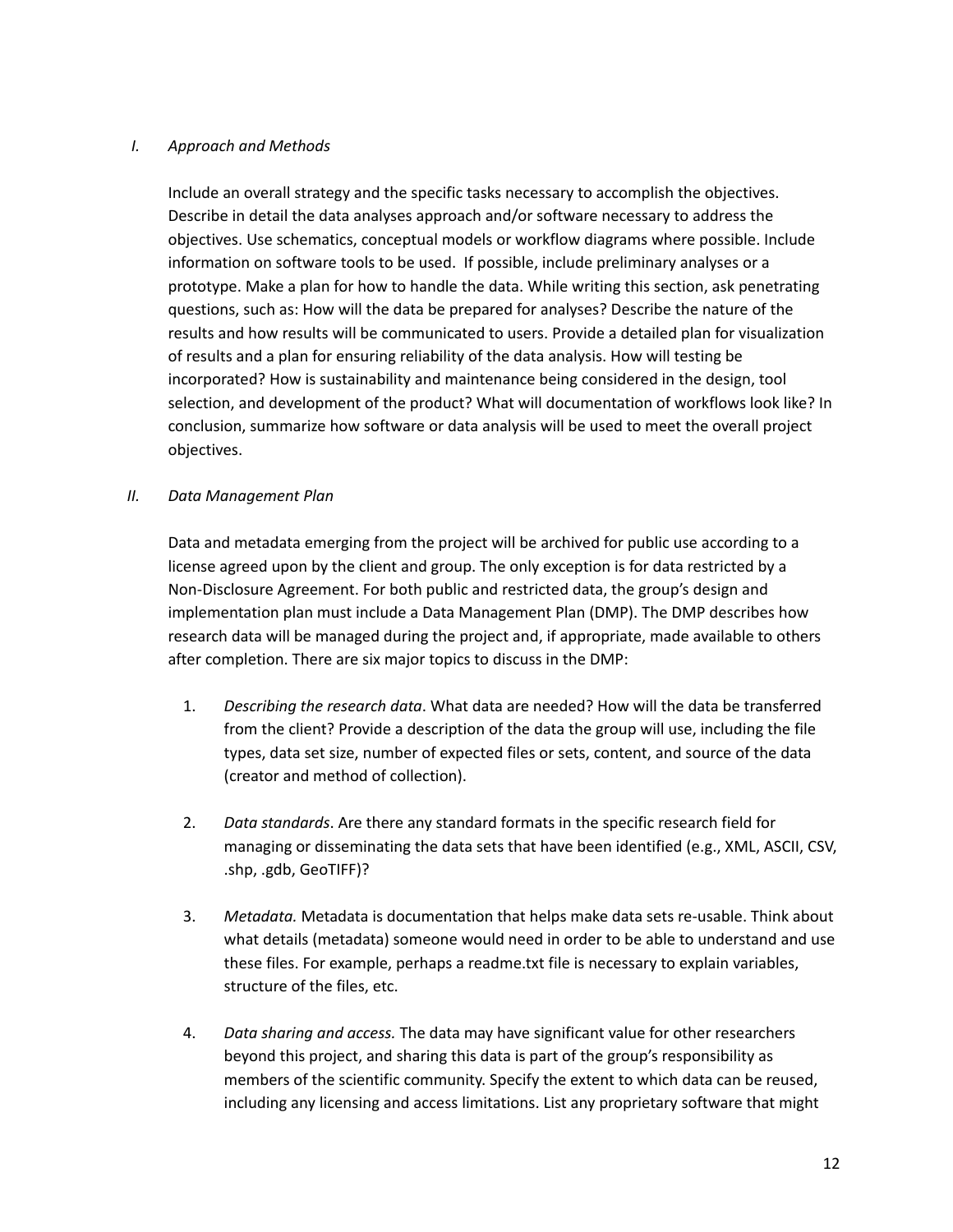## I. *Approach and Methods*

Include an overall strategy and the specific tasks necessary to accomplish the objectives. Describe in detail the data analyses approach and/or software necessary to address the objectives. Use schematics, conceptual models or workflow diagrams where possible. Include information on software tools to be used. If possible, include preliminary analyses or a prototype. Make a plan for how to handle the data. While writing this section, ask penetrating questions, such as: How will the data be prepared for analyses? Describe the nature of the results and how results will be communicated to users. Provide a detailed plan for visualization of results and a plan for ensuring reliability of the data analysis. How will testing be incorporated? How is sustainability and maintenance being considered in the design, tool selection, and development of the product? What will documentation of workflows look like? In conclusion, summarize how software or data analysis will be used to meet the overall project objectives.

## II. *Data Management Plan*

Data and metadata emerging from the project will be archived for public use according to a license agreed upon by the client and group. The only exception is for data restricted by a Non-Disclosure Agreement. For both public and restricted data, the group's design and implementation plan must include a Data Management Plan (DMP). The DMP describes how research data will be managed during the project and, if appropriate, made available to others after completion. There are six major topics to discuss in the DMP:

1. *Describing the research data*. What data are needed? How will the data be transferred from the client? Provide a description of the data the group will use, including the file types, data set size, number of expected files or sets, content, and source of the data (creator and method of collection).

2. *Data standards*. Are there any standard formats in the specific research field for managing or disseminating the data sets that have been identified (e.g., XML, ASCII, CSV, .shp, .gdb, GeoTIFF)?

3. *Metadata.* Metadata is documentation that helps make data sets re-usable. Think about what details (metadata) someone would need in order to be able to understand and use these files. For example, perhaps a readme.txt file is necessary to explain variables, structure of the files, etc.

4. *Data sharing and access.* The data may have significant value for other researchers beyond this project, and sharing this data is part of the group's responsibility as members of the scientific community. Specify the extent to which data can be reused, including any licensing and access limitations. List any proprietary software that might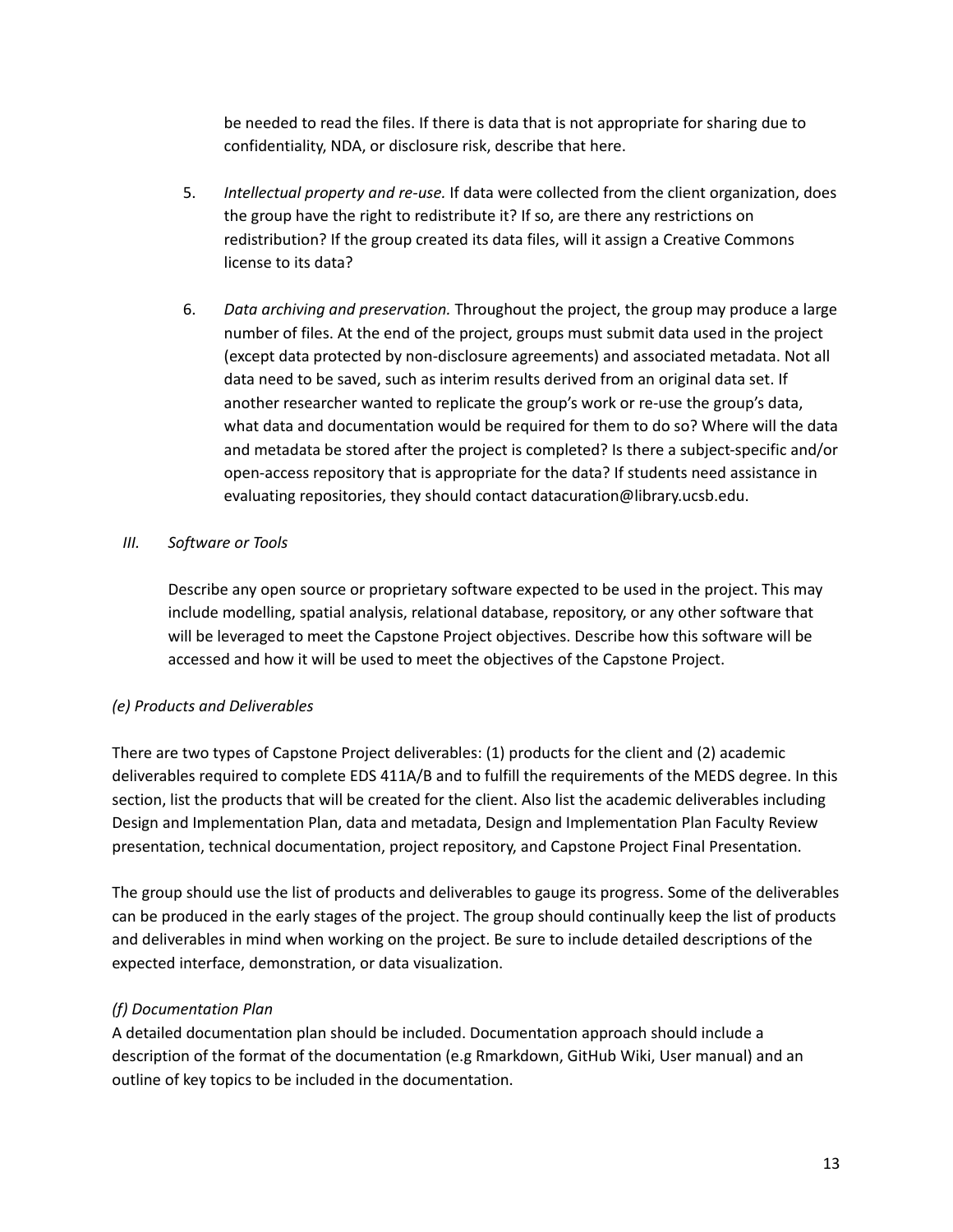be needed to read the files. If there is data that is not appropriate for sharing due to confidentiality, NDA, or disclosure risk, describe that here.

5. *Intellectual property and re-use.* If data were collected from the client organization, does the group have the right to redistribute it? If so, are there any restrictions on redistribution? If the group created its data files, will it assign a Creative Commons license to its data?

6. *Data archiving and preservation.* Throughout the project, the group may produce a large number of files. At the end of the project, groups must submit data used in the project (except data protected by non-disclosure agreements) and associated metadata. Not all data need to be saved, such as interim results derived from an original data set. If another researcher wanted to replicate the group's work or re-use the group's data, what data and documentation would be required for them to do so? Where will the data and metadata be stored after the project is completed? Is there a subject-specific and/or open-access repository that is appropriate for the data? If students need assistance in evaluating repositories, they should contact datacuration@library.ucsb.edu.

*III. Software or Tools*

Describe any open source or proprietary software expected to be used in the project. This may include modelling, spatial analysis, relational database, repository, or any other software that will be leveraged to meet the Capstone Project objectives. Describe how this software will be accessed and how it will be used to meet the objectives of the Capstone Project.

*(e) Products and Deliverables*

There are two types of Capstone Project deliverables: (1) products for the client and (2) academic deliverables required to complete EDS 411A/B and to fulfill the requirements of the MEDS degree. In this section, list the products that will be created for the client. Also list the academic deliverables including Design and Implementation Plan, data and metadata, Design and Implementation Plan Faculty Review presentation, technical documentation, project repository, and Capstone Project Final Presentation.

The group should use the list of products and deliverables to gauge its progress. Some of the deliverables can be produced in the early stages of the project. The group should continually keep the list of products and deliverables in mind when working on the project. Be sure to include detailed descriptions of the expected interface, demonstration, or data visualization.

*(f) Documentation Plan*

A detailed documentation plan should be included. Documentation approach should include a description of the format of the documentation (e.g Rmarkdown, GitHub Wiki, User manual) and an outline of key topics to be included in the documentation.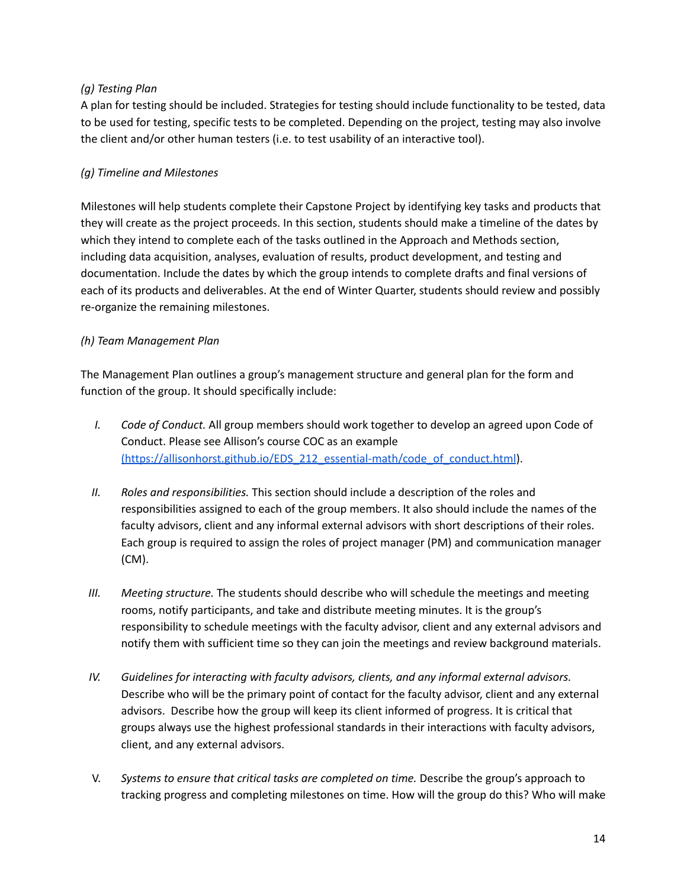*(g) Testing Plan*

A plan for testing should be included. Strategies for testing should include functionality to be tested, data to be used for testing, specific tests to be completed. Depending on the project, testing may also involve the client and/or other human testers (i.e. to test usability of an interactive tool).

*(g) Timeline and Milestones*

Milestones will help students complete their Capstone Project by identifying key tasks and products that they will create as the project proceeds. In this section, students should make a timeline of the dates by which they intend to complete each of the tasks outlined in the Approach and Methods section, including data acquisition, analyses, evaluation of results, product development, and testing and documentation. Include the dates by which the group intends to complete drafts and final versions of each of its products and deliverables. At the end of Winter Quarter, students should review and possibly re-organize the remaining milestones.

*(h) Team Management Plan*

The Management Plan outlines a group's management structure and general plan for the form and function of the group. It should specifically include:

I. *Code of Conduct.* All group members should work together to develop an agreed upon Code of Conduct. Please see Allison's course COC as an example [(https://allisonhorst.github.io/EDS_212_essential-math/code_of_conduct.html](https://allisonhorst.github.io/EDS_212_essential-math/code_of_conduct.html)).

II. *Roles and responsibilities.* This section should include a description of the roles and responsibilities assigned to each of the group members. It also should include the names of the faculty advisors, client and any informal external advisors with short descriptions of their roles. Each group is required to assign the roles of project manager (PM) and communication manager (CM).

III. *Meeting structure.* The students should describe who will schedule the meetings and meeting rooms, notify participants, and take and distribute meeting minutes. It is the group's responsibility to schedule meetings with the faculty advisor, client and any external advisors and notify them with sufficient time so they can join the meetings and review background materials.

IV. *Guidelines for interacting with faculty advisors, clients, and any informal external advisors.* Describe who will be the primary point of contact for the faculty advisor, client and any external advisors. Describe how the group will keep its client informed of progress. It is critical that groups always use the highest professional standards in their interactions with faculty advisors, client, and any external advisors.

V. *Systems to ensure that critical tasks are completed on time.* Describe the group's approach to tracking progress and completing milestones on time. How will the group do this? Who will make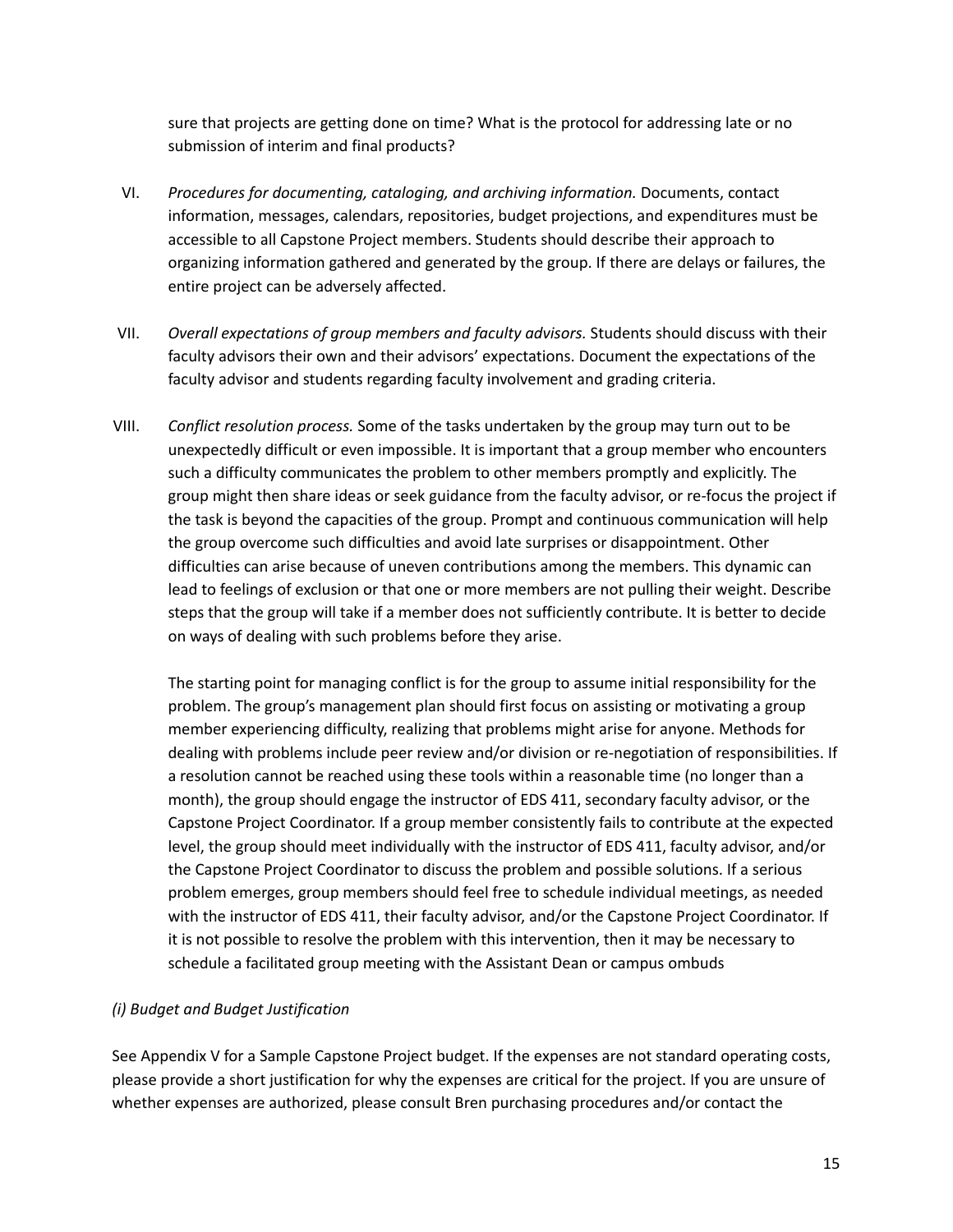sure that projects are getting done on time? What is the protocol for addressing late or no submission of interim and final products?

VI. *Procedures for documenting, cataloging, and archiving information.* Documents, contact information, messages, calendars, repositories, budget projections, and expenditures must be accessible to all Capstone Project members. Students should describe their approach to organizing information gathered and generated by the group. If there are delays or failures, the entire project can be adversely affected.

VII. *Overall expectations of group members and faculty advisors.* Students should discuss with their faculty advisors their own and their advisors' expectations. Document the expectations of the faculty advisor and students regarding faculty involvement and grading criteria.

VIII. *Conflict resolution process.* Some of the tasks undertaken by the group may turn out to be unexpectedly difficult or even impossible. It is important that a group member who encounters such a difficulty communicates the problem to other members promptly and explicitly. The group might then share ideas or seek guidance from the faculty advisor, or re-focus the project if the task is beyond the capacities of the group. Prompt and continuous communication will help the group overcome such difficulties and avoid late surprises or disappointment. Other difficulties can arise because of uneven contributions among the members. This dynamic can lead to feelings of exclusion or that one or more members are not pulling their weight. Describe steps that the group will take if a member does not sufficiently contribute. It is better to decide on ways of dealing with such problems before they arise.

    The starting point for managing conflict is for the group to assume initial responsibility for the problem. The group's management plan should first focus on assisting or motivating a group member experiencing difficulty, realizing that problems might arise for anyone. Methods for dealing with problems include peer review and/or division or re-negotiation of responsibilities. If a resolution cannot be reached using these tools within a reasonable time (no longer than a month), the group should engage the instructor of EDS 411, secondary faculty advisor, or the Capstone Project Coordinator. If a group member consistently fails to contribute at the expected level, the group should meet individually with the instructor of EDS 411, faculty advisor, and/or the Capstone Project Coordinator to discuss the problem and possible solutions. If a serious problem emerges, group members should feel free to schedule individual meetings, as needed with the instructor of EDS 411, their faculty advisor, and/or the Capstone Project Coordinator. If it is not possible to resolve the problem with this intervention, then it may be necessary to schedule a facilitated group meeting with the Assistant Dean or campus ombuds

*(i) Budget and Budget Justification*

See Appendix V for a Sample Capstone Project budget. If the expenses are not standard operating costs, please provide a short justification for why the expenses are critical for the project. If you are unsure of whether expenses are authorized, please consult Bren purchasing procedures and/or contact the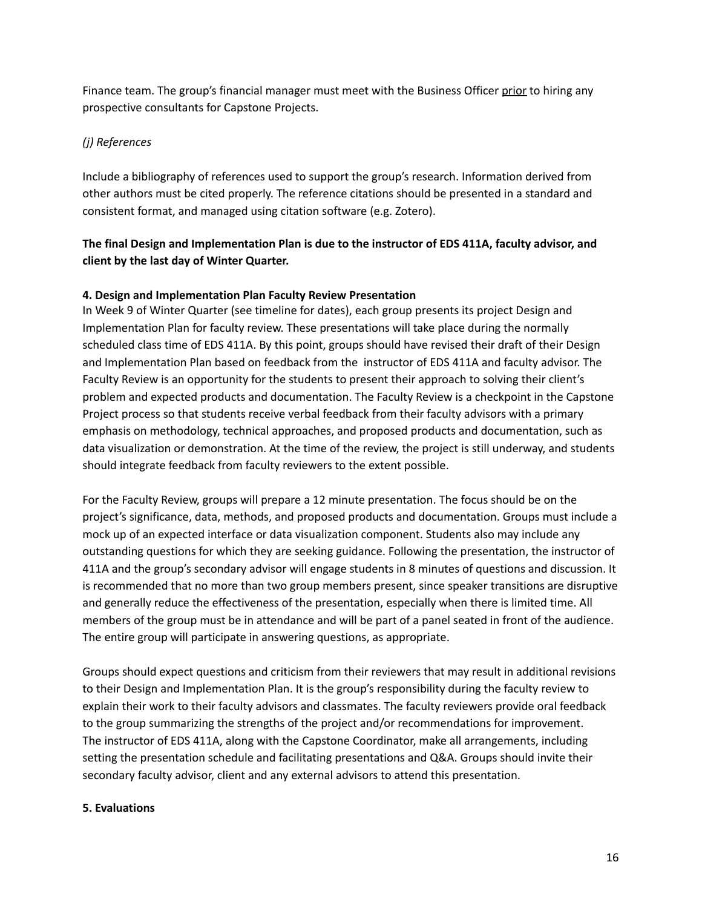Finance team. The group's financial manager must meet with the Business Officer <u>prior</u> to hiring any prospective consultants for Capstone Projects.

*(j) References*

Include a bibliography of references used to support the group's research. Information derived from other authors must be cited properly. The reference citations should be presented in a standard and consistent format, and managed using citation software (e.g. Zotero).

**The final Design and Implementation Plan is due to the instructor of EDS 411A, faculty advisor, and client by the last day of Winter Quarter.**

**4. Design and Implementation Plan Faculty Review Presentation**

In Week 9 of Winter Quarter (see timeline for dates), each group presents its project Design and Implementation Plan for faculty review. These presentations will take place during the normally scheduled class time of EDS 411A. By this point, groups should have revised their draft of their Design and Implementation Plan based on feedback from the instructor of EDS 411A and faculty advisor. The Faculty Review is an opportunity for the students to present their approach to solving their client's problem and expected products and documentation. The Faculty Review is a checkpoint in the Capstone Project process so that students receive verbal feedback from their faculty advisors with a primary emphasis on methodology, technical approaches, and proposed products and documentation, such as data visualization or demonstration. At the time of the review, the project is still underway, and students should integrate feedback from faculty reviewers to the extent possible.

For the Faculty Review, groups will prepare a 12 minute presentation. The focus should be on the project's significance, data, methods, and proposed products and documentation. Groups must include a mock up of an expected interface or data visualization component. Students also may include any outstanding questions for which they are seeking guidance. Following the presentation, the instructor of 411A and the group's secondary advisor will engage students in 8 minutes of questions and discussion. It is recommended that no more than two group members present, since speaker transitions are disruptive and generally reduce the effectiveness of the presentation, especially when there is limited time. All members of the group must be in attendance and will be part of a panel seated in front of the audience. The entire group will participate in answering questions, as appropriate.

Groups should expect questions and criticism from their reviewers that may result in additional revisions to their Design and Implementation Plan. It is the group's responsibility during the faculty review to explain their work to their faculty advisors and classmates. The faculty reviewers provide oral feedback to the group summarizing the strengths of the project and/or recommendations for improvement. The instructor of EDS 411A, along with the Capstone Coordinator, make all arrangements, including setting the presentation schedule and facilitating presentations and Q&A. Groups should invite their secondary faculty advisor, client and any external advisors to attend this presentation.

**5. Evaluations**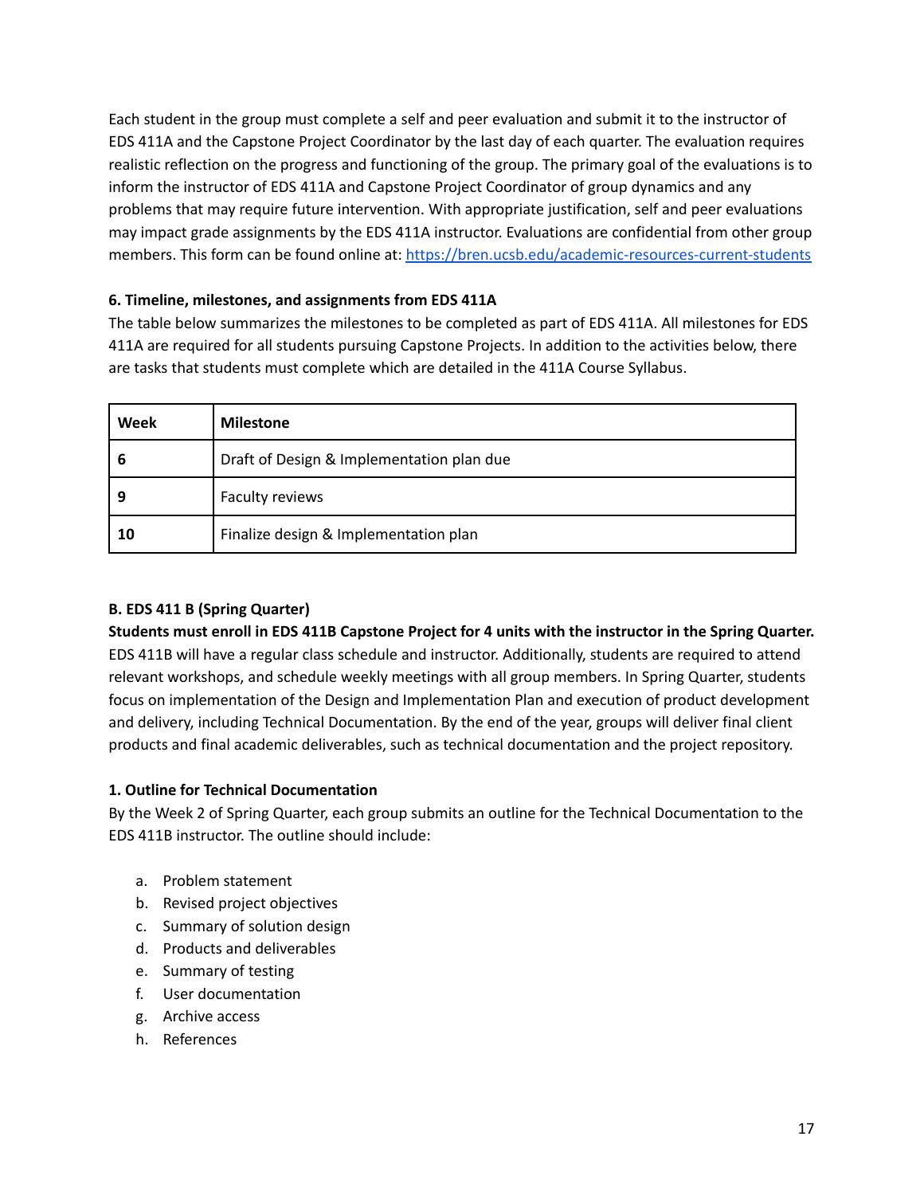Each student in the group must complete a self and peer evaluation and submit it to the instructor of EDS 411A and the Capstone Project Coordinator by the last day of each quarter. The evaluation requires realistic reflection on the progress and functioning of the group. The primary goal of the evaluations is to inform the instructor of EDS 411A and Capstone Project Coordinator of group dynamics and any problems that may require future intervention. With appropriate justification, self and peer evaluations may impact grade assignments by the EDS 411A instructor. Evaluations are confidential from other group members. This form can be found online at: [https://bren.ucsb.edu/academic-resources-current-students](https://bren.ucsb.edu/academic-resources-current-students)

#### 6. Timeline, milestones, and assignments from EDS 411A

The table below summarizes the milestones to be completed as part of EDS 411A. All milestones for EDS 411A are required for all students pursuing Capstone Projects. In addition to the activities below, there are tasks that students must complete which are detailed in the 411A Course Syllabus.

| Week | Milestone |
|---|---|
| **6** | Draft of Design & Implementation plan due |
| **9** | Faculty reviews |
| **10** | Finalize design & Implementation plan |

### B. EDS 411 B (Spring Quarter)

**Students must enroll in EDS 411B Capstone Project for 4 units with the instructor in the Spring Quarter.** EDS 411B will have a regular class schedule and instructor. Additionally, students are required to attend relevant workshops, and schedule weekly meetings with all group members. In Spring Quarter, students focus on implementation of the Design and Implementation Plan and execution of product development and delivery, including Technical Documentation. By the end of the year, groups will deliver final client products and final academic deliverables, such as technical documentation and the project repository.

#### 1. Outline for Technical Documentation

By the Week 2 of Spring Quarter, each group submits an outline for the Technical Documentation to the EDS 411B instructor. The outline should include:

a. Problem statement
b. Revised project objectives
c. Summary of solution design
d. Products and deliverables
e. Summary of testing
f. User documentation
g. Archive access
h. References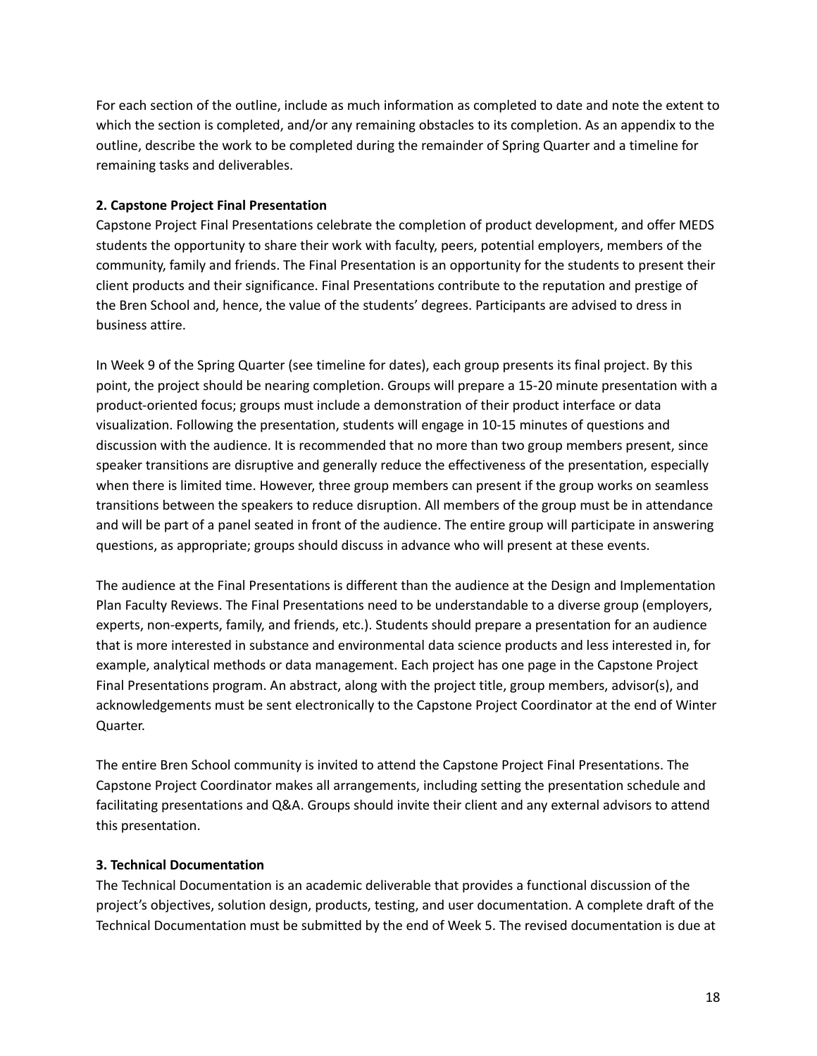For each section of the outline, include as much information as completed to date and note the extent to which the section is completed, and/or any remaining obstacles to its completion. As an appendix to the outline, describe the work to be completed during the remainder of Spring Quarter and a timeline for remaining tasks and deliverables.

**2. Capstone Project Final Presentation**

Capstone Project Final Presentations celebrate the completion of product development, and offer MEDS students the opportunity to share their work with faculty, peers, potential employers, members of the community, family and friends. The Final Presentation is an opportunity for the students to present their client products and their significance. Final Presentations contribute to the reputation and prestige of the Bren School and, hence, the value of the students' degrees. Participants are advised to dress in business attire.

In Week 9 of the Spring Quarter (see timeline for dates), each group presents its final project. By this point, the project should be nearing completion. Groups will prepare a 15-20 minute presentation with a product-oriented focus; groups must include a demonstration of their product interface or data visualization. Following the presentation, students will engage in 10-15 minutes of questions and discussion with the audience. It is recommended that no more than two group members present, since speaker transitions are disruptive and generally reduce the effectiveness of the presentation, especially when there is limited time. However, three group members can present if the group works on seamless transitions between the speakers to reduce disruption. All members of the group must be in attendance and will be part of a panel seated in front of the audience. The entire group will participate in answering questions, as appropriate; groups should discuss in advance who will present at these events.

The audience at the Final Presentations is different than the audience at the Design and Implementation Plan Faculty Reviews. The Final Presentations need to be understandable to a diverse group (employers, experts, non-experts, family, and friends, etc.). Students should prepare a presentation for an audience that is more interested in substance and environmental data science products and less interested in, for example, analytical methods or data management. Each project has one page in the Capstone Project Final Presentations program. An abstract, along with the project title, group members, advisor(s), and acknowledgements must be sent electronically to the Capstone Project Coordinator at the end of Winter Quarter.

The entire Bren School community is invited to attend the Capstone Project Final Presentations. The Capstone Project Coordinator makes all arrangements, including setting the presentation schedule and facilitating presentations and Q&A. Groups should invite their client and any external advisors to attend this presentation.

**3. Technical Documentation**

The Technical Documentation is an academic deliverable that provides a functional discussion of the project's objectives, solution design, products, testing, and user documentation. A complete draft of the Technical Documentation must be submitted by the end of Week 5. The revised documentation is due at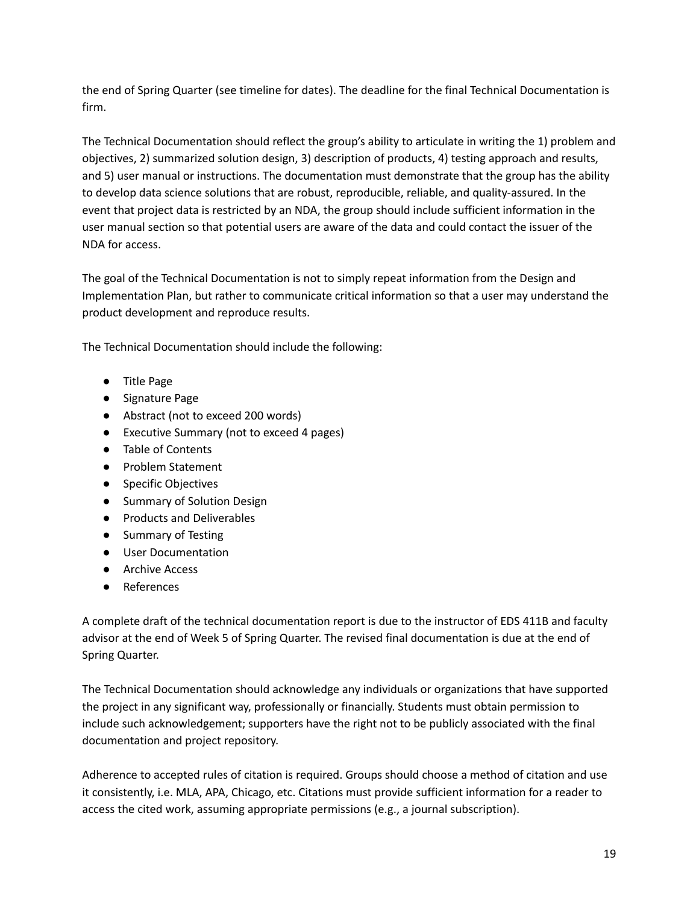the end of Spring Quarter (see timeline for dates). The deadline for the final Technical Documentation is firm.

The Technical Documentation should reflect the group's ability to articulate in writing the 1) problem and objectives, 2) summarized solution design, 3) description of products, 4) testing approach and results, and 5) user manual or instructions. The documentation must demonstrate that the group has the ability to develop data science solutions that are robust, reproducible, reliable, and quality-assured. In the event that project data is restricted by an NDA, the group should include sufficient information in the user manual section so that potential users are aware of the data and could contact the issuer of the NDA for access.

The goal of the Technical Documentation is not to simply repeat information from the Design and Implementation Plan, but rather to communicate critical information so that a user may understand the product development and reproduce results.

The Technical Documentation should include the following:

- Title Page
- Signature Page
- Abstract (not to exceed 200 words)
- Executive Summary (not to exceed 4 pages)
- Table of Contents
- Problem Statement
- Specific Objectives
- Summary of Solution Design
- Products and Deliverables
- Summary of Testing
- User Documentation
- Archive Access
- References

A complete draft of the technical documentation report is due to the instructor of EDS 411B and faculty advisor at the end of Week 5 of Spring Quarter. The revised final documentation is due at the end of Spring Quarter.

The Technical Documentation should acknowledge any individuals or organizations that have supported the project in any significant way, professionally or financially. Students must obtain permission to include such acknowledgement; supporters have the right not to be publicly associated with the final documentation and project repository.

Adherence to accepted rules of citation is required. Groups should choose a method of citation and use it consistently, i.e. MLA, APA, Chicago, etc. Citations must provide sufficient information for a reader to access the cited work, assuming appropriate permissions (e.g., a journal subscription).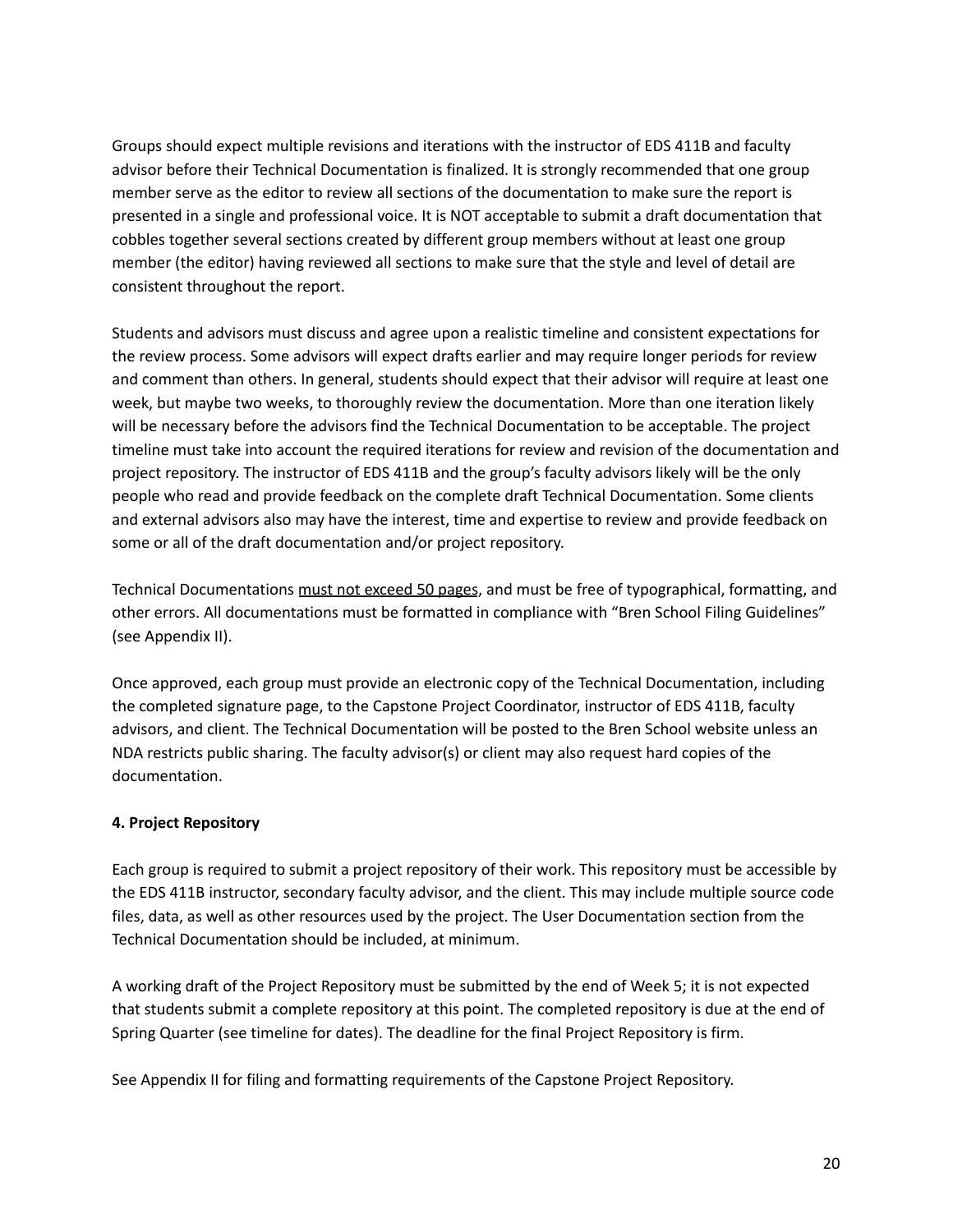Groups should expect multiple revisions and iterations with the instructor of EDS 411B and faculty advisor before their Technical Documentation is finalized. It is strongly recommended that one group member serve as the editor to review all sections of the documentation to make sure the report is presented in a single and professional voice. It is NOT acceptable to submit a draft documentation that cobbles together several sections created by different group members without at least one group member (the editor) having reviewed all sections to make sure that the style and level of detail are consistent throughout the report.

Students and advisors must discuss and agree upon a realistic timeline and consistent expectations for the review process. Some advisors will expect drafts earlier and may require longer periods for review and comment than others. In general, students should expect that their advisor will require at least one week, but maybe two weeks, to thoroughly review the documentation. More than one iteration likely will be necessary before the advisors find the Technical Documentation to be acceptable. The project timeline must take into account the required iterations for review and revision of the documentation and project repository. The instructor of EDS 411B and the group's faculty advisors likely will be the only people who read and provide feedback on the complete draft Technical Documentation. Some clients and external advisors also may have the interest, time and expertise to review and provide feedback on some or all of the draft documentation and/or project repository.

Technical Documentations <u>must not exceed 50 pages</u>, and must be free of typographical, formatting, and other errors. All documentations must be formatted in compliance with "Bren School Filing Guidelines" (see Appendix II).

Once approved, each group must provide an electronic copy of the Technical Documentation, including the completed signature page, to the Capstone Project Coordinator, instructor of EDS 411B, faculty advisors, and client. The Technical Documentation will be posted to the Bren School website unless an NDA restricts public sharing. The faculty advisor(s) or client may also request hard copies of the documentation.

**4. Project Repository**

Each group is required to submit a project repository of their work. This repository must be accessible by the EDS 411B instructor, secondary faculty advisor, and the client. This may include multiple source code files, data, as well as other resources used by the project. The User Documentation section from the Technical Documentation should be included, at minimum.

A working draft of the Project Repository must be submitted by the end of Week 5; it is not expected that students submit a complete repository at this point. The completed repository is due at the end of Spring Quarter (see timeline for dates). The deadline for the final Project Repository is firm.

See Appendix II for filing and formatting requirements of the Capstone Project Repository.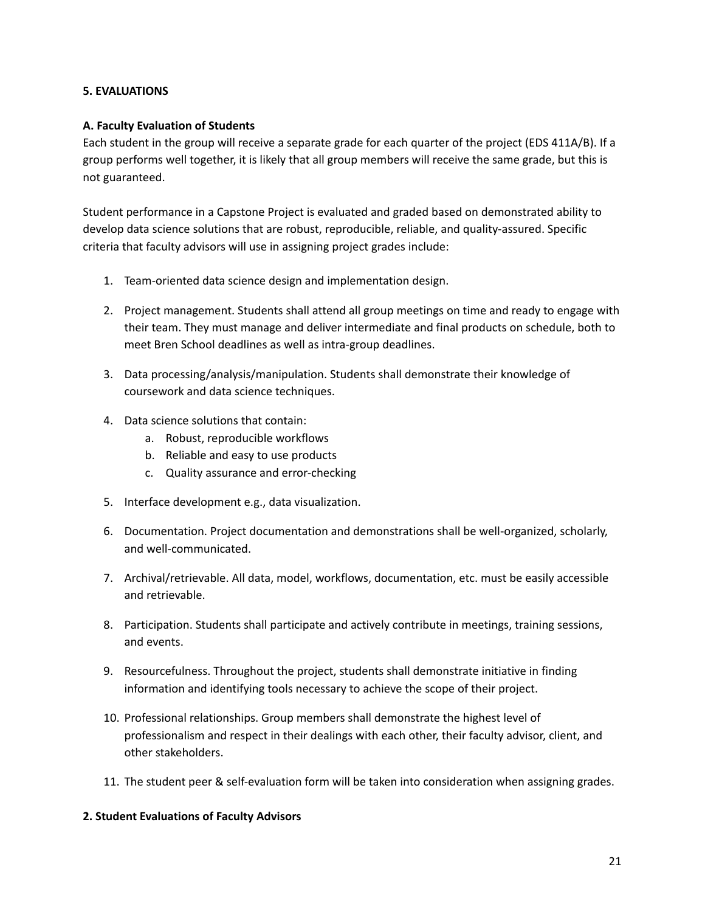**5. EVALUATIONS**

**A. Faculty Evaluation of Students**

Each student in the group will receive a separate grade for each quarter of the project (EDS 411A/B). If a group performs well together, it is likely that all group members will receive the same grade, but this is not guaranteed.

Student performance in a Capstone Project is evaluated and graded based on demonstrated ability to develop data science solutions that are robust, reproducible, reliable, and quality-assured. Specific criteria that faculty advisors will use in assigning project grades include:

1. Team-oriented data science design and implementation design.
2. Project management. Students shall attend all group meetings on time and ready to engage with their team. They must manage and deliver intermediate and final products on schedule, both to meet Bren School deadlines as well as intra-group deadlines.
3. Data processing/analysis/manipulation. Students shall demonstrate their knowledge of coursework and data science techniques.
4. Data science solutions that contain:
    a. Robust, reproducible workflows
    b. Reliable and easy to use products
    c. Quality assurance and error-checking
5. Interface development e.g., data visualization.
6. Documentation. Project documentation and demonstrations shall be well-organized, scholarly, and well-communicated.
7. Archival/retrievable. All data, model, workflows, documentation, etc. must be easily accessible and retrievable.
8. Participation. Students shall participate and actively contribute in meetings, training sessions, and events.
9. Resourcefulness. Throughout the project, students shall demonstrate initiative in finding information and identifying tools necessary to achieve the scope of their project.
10. Professional relationships. Group members shall demonstrate the highest level of professionalism and respect in their dealings with each other, their faculty advisor, client, and other stakeholders.
11. The student peer & self-evaluation form will be taken into consideration when assigning grades.

**2. Student Evaluations of Faculty Advisors**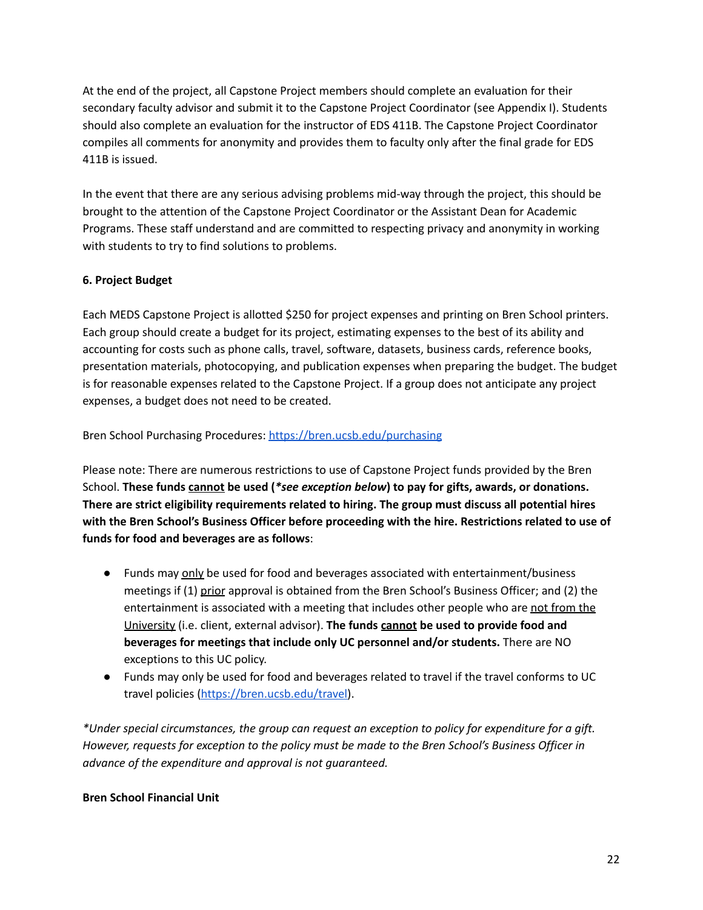At the end of the project, all Capstone Project members should complete an evaluation for their secondary faculty advisor and submit it to the Capstone Project Coordinator (see Appendix I). Students should also complete an evaluation for the instructor of EDS 411B. The Capstone Project Coordinator compiles all comments for anonymity and provides them to faculty only after the final grade for EDS 411B is issued.

In the event that there are any serious advising problems mid-way through the project, this should be brought to the attention of the Capstone Project Coordinator or the Assistant Dean for Academic Programs. These staff understand and are committed to respecting privacy and anonymity in working with students to try to find solutions to problems.

### 6. Project Budget

Each MEDS Capstone Project is allotted $250 for project expenses and printing on Bren School printers. Each group should create a budget for its project, estimating expenses to the best of its ability and accounting for costs such as phone calls, travel, software, datasets, business cards, reference books, presentation materials, photocopying, and publication expenses when preparing the budget. The budget is for reasonable expenses related to the Capstone Project. If a group does not anticipate any project expenses, a budget does not need to be created.

Bren School Purchasing Procedures: [https://bren.ucsb.edu/purchasing](https://bren.ucsb.edu/purchasing)

Please note: There are numerous restrictions to use of Capstone Project funds provided by the Bren School. **These funds cannot be used (*\*see exception below*) to pay for gifts, awards, or donations. There are strict eligibility requirements related to hiring. The group must discuss all potential hires with the Bren School's Business Officer before proceeding with the hire. Restrictions related to use of funds for food and beverages are as follows**:

- Funds may only be used for food and beverages associated with entertainment/business meetings if (1) prior approval is obtained from the Bren School's Business Officer; and (2) the entertainment is associated with a meeting that includes other people who are not from the University (i.e. client, external advisor). **The funds cannot be used to provide food and beverages for meetings that include only UC personnel and/or students.** There are NO exceptions to this UC policy.
- Funds may only be used for food and beverages related to travel if the travel conforms to UC travel policies ([https://bren.ucsb.edu/travel](https://bren.ucsb.edu/travel)).

*\*Under special circumstances, the group can request an exception to policy for expenditure for a gift. However, requests for exception to the policy must be made to the Bren School's Business Officer in advance of the expenditure and approval is not guaranteed.*

**Bren School Financial Unit**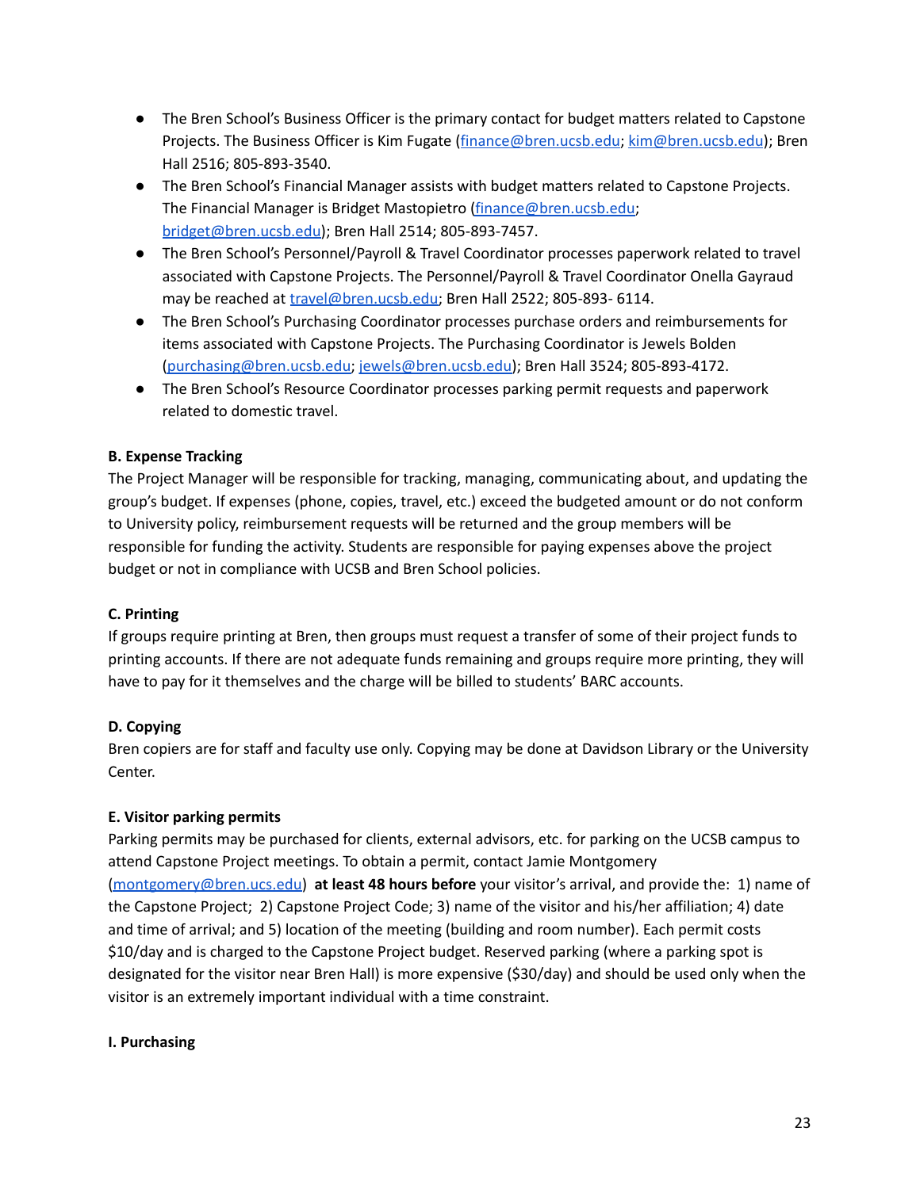- The Bren School's Business Officer is the primary contact for budget matters related to Capstone Projects. The Business Officer is Kim Fugate (finance@bren.ucsb.edu; kim@bren.ucsb.edu); Bren Hall 2516; 805-893-3540.
- The Bren School's Financial Manager assists with budget matters related to Capstone Projects. The Financial Manager is Bridget Mastopietro (finance@bren.ucsb.edu; bridget@bren.ucsb.edu); Bren Hall 2514; 805-893-7457.
- The Bren School's Personnel/Payroll & Travel Coordinator processes paperwork related to travel associated with Capstone Projects. The Personnel/Payroll & Travel Coordinator Onella Gayraud may be reached at travel@bren.ucsb.edu; Bren Hall 2522; 805-893- 6114.
- The Bren School's Purchasing Coordinator processes purchase orders and reimbursements for items associated with Capstone Projects. The Purchasing Coordinator is Jewels Bolden (purchasing@bren.ucsb.edu; jewels@bren.ucsb.edu); Bren Hall 3524; 805-893-4172.
- The Bren School's Resource Coordinator processes parking permit requests and paperwork related to domestic travel.

**B. Expense Tracking**

The Project Manager will be responsible for tracking, managing, communicating about, and updating the group's budget. If expenses (phone, copies, travel, etc.) exceed the budgeted amount or do not conform to University policy, reimbursement requests will be returned and the group members will be responsible for funding the activity. Students are responsible for paying expenses above the project budget or not in compliance with UCSB and Bren School policies.

**C. Printing**

If groups require printing at Bren, then groups must request a transfer of some of their project funds to printing accounts. If there are not adequate funds remaining and groups require more printing, they will have to pay for it themselves and the charge will be billed to students' BARC accounts.

**D. Copying**

Bren copiers are for staff and faculty use only. Copying may be done at Davidson Library or the University Center.

**E. Visitor parking permits**

Parking permits may be purchased for clients, external advisors, etc. for parking on the UCSB campus to attend Capstone Project meetings. To obtain a permit, contact Jamie Montgomery (montgomery@bren.ucs.edu) **at least 48 hours before** your visitor's arrival, and provide the: 1) name of the Capstone Project; 2) Capstone Project Code; 3) name of the visitor and his/her affiliation; 4) date and time of arrival; and 5) location of the meeting (building and room number). Each permit costs $10/day and is charged to the Capstone Project budget. Reserved parking (where a parking spot is designated for the visitor near Bren Hall) is more expensive ($30/day) and should be used only when the visitor is an extremely important individual with a time constraint.

**I. Purchasing**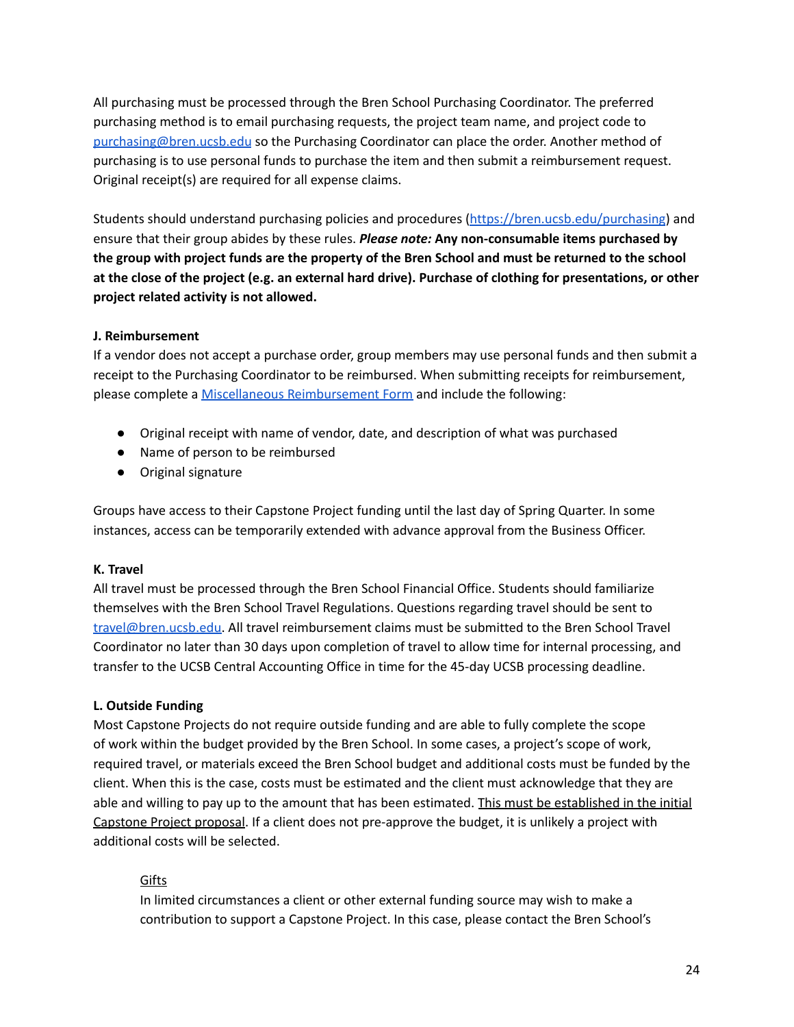All purchasing must be processed through the Bren School Purchasing Coordinator. The preferred purchasing method is to email purchasing requests, the project team name, and project code to [purchasing@bren.ucsb.edu](mailto:purchasing@bren.ucsb.edu) so the Purchasing Coordinator can place the order. Another method of purchasing is to use personal funds to purchase the item and then submit a reimbursement request. Original receipt(s) are required for all expense claims.

Students should understand purchasing policies and procedures ([https://bren.ucsb.edu/purchasing](https://bren.ucsb.edu/purchasing)) and ensure that their group abides by these rules. ***Please note:*** **Any non-consumable items purchased by the group with project funds are the property of the Bren School and must be returned to the school at the close of the project (e.g. an external hard drive). Purchase of clothing for presentations, or other project related activity is not allowed.**

### J. Reimbursement

If a vendor does not accept a purchase order, group members may use personal funds and then submit a receipt to the Purchasing Coordinator to be reimbursed. When submitting receipts for reimbursement, please complete a Miscellaneous Reimbursement Form and include the following:

- Original receipt with name of vendor, date, and description of what was purchased
- Name of person to be reimbursed
- Original signature

Groups have access to their Capstone Project funding until the last day of Spring Quarter. In some instances, access can be temporarily extended with advance approval from the Business Officer.

### K. Travel

All travel must be processed through the Bren School Financial Office. Students should familiarize themselves with the Bren School Travel Regulations. Questions regarding travel should be sent to [travel@bren.ucsb.edu](mailto:travel@bren.ucsb.edu). All travel reimbursement claims must be submitted to the Bren School Travel Coordinator no later than 30 days upon completion of travel to allow time for internal processing, and transfer to the UCSB Central Accounting Office in time for the 45-day UCSB processing deadline.

### L. Outside Funding

Most Capstone Projects do not require outside funding and are able to fully complete the scope of work within the budget provided by the Bren School. In some cases, a project's scope of work, required travel, or materials exceed the Bren School budget and additional costs must be funded by the client. When this is the case, costs must be estimated and the client must acknowledge that they are able and willing to pay up to the amount that has been estimated. This must be established in the initial Capstone Project proposal. If a client does not pre-approve the budget, it is unlikely a project with additional costs will be selected.

#### Gifts

In limited circumstances a client or other external funding source may wish to make a contribution to support a Capstone Project. In this case, please contact the Bren School's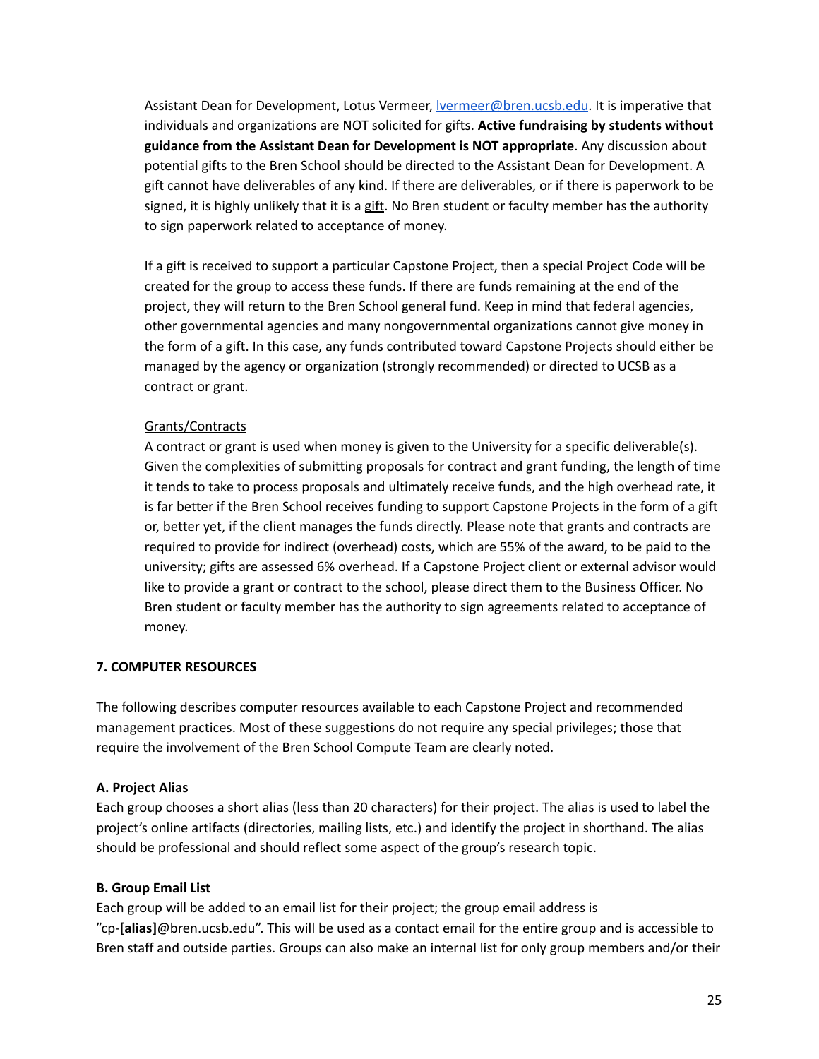Assistant Dean for Development, Lotus Vermeer, lvermeer@bren.ucsb.edu. It is imperative that individuals and organizations are NOT solicited for gifts. **Active fundraising by students without guidance from the Assistant Dean for Development is NOT appropriate**. Any discussion about potential gifts to the Bren School should be directed to the Assistant Dean for Development. A gift cannot have deliverables of any kind. If there are deliverables, or if there is paperwork to be signed, it is highly unlikely that it is a gift. No Bren student or faculty member has the authority to sign paperwork related to acceptance of money.

If a gift is received to support a particular Capstone Project, then a special Project Code will be created for the group to access these funds. If there are funds remaining at the end of the project, they will return to the Bren School general fund. Keep in mind that federal agencies, other governmental agencies and many nongovernmental organizations cannot give money in the form of a gift. In this case, any funds contributed toward Capstone Projects should either be managed by the agency or organization (strongly recommended) or directed to UCSB as a contract or grant.

Grants/Contracts

A contract or grant is used when money is given to the University for a specific deliverable(s). Given the complexities of submitting proposals for contract and grant funding, the length of time it tends to take to process proposals and ultimately receive funds, and the high overhead rate, it is far better if the Bren School receives funding to support Capstone Projects in the form of a gift or, better yet, if the client manages the funds directly. Please note that grants and contracts are required to provide for indirect (overhead) costs, which are 55% of the award, to be paid to the university; gifts are assessed 6% overhead. If a Capstone Project client or external advisor would like to provide a grant or contract to the school, please direct them to the Business Officer. No Bren student or faculty member has the authority to sign agreements related to acceptance of money.

## 7. COMPUTER RESOURCES

The following describes computer resources available to each Capstone Project and recommended management practices. Most of these suggestions do not require any special privileges; those that require the involvement of the Bren School Compute Team are clearly noted.

### A. Project Alias

Each group chooses a short alias (less than 20 characters) for their project. The alias is used to label the project's online artifacts (directories, mailing lists, etc.) and identify the project in shorthand. The alias should be professional and should reflect some aspect of the group's research topic.

### B. Group Email List

Each group will be added to an email list for their project; the group email address is "cp-**[alias]**@bren.ucsb.edu". This will be used as a contact email for the entire group and is accessible to Bren staff and outside parties. Groups can also make an internal list for only group members and/or their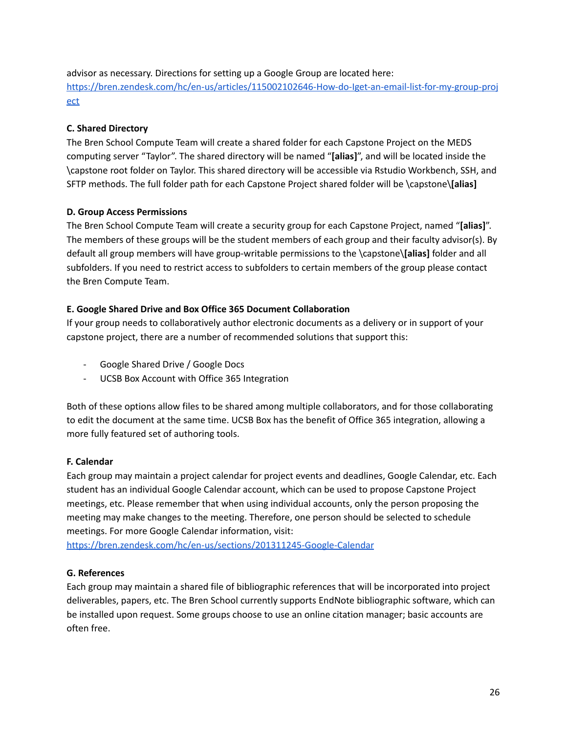advisor as necessary. Directions for setting up a Google Group are located here: [https://bren.zendesk.com/hc/en-us/articles/115002102646-How-do-Iget-an-email-list-for-my-group-project](https://bren.zendesk.com/hc/en-us/articles/115002102646-How-do-Iget-an-email-list-for-my-group-project)

**C. Shared Directory**

The Bren School Compute Team will create a shared folder for each Capstone Project on the MEDS computing server "Taylor". The shared directory will be named "**[alias]**", and will be located inside the \capstone root folder on Taylor. This shared directory will be accessible via Rstudio Workbench, SSH, and SFTP methods. The full folder path for each Capstone Project shared folder will be \capstone\**[alias]**

**D. Group Access Permissions**

The Bren School Compute Team will create a security group for each Capstone Project, named "**[alias]**". The members of these groups will be the student members of each group and their faculty advisor(s). By default all group members will have group-writable permissions to the \capstone\**[alias]** folder and all subfolders. If you need to restrict access to subfolders to certain members of the group please contact the Bren Compute Team.

**E. Google Shared Drive and Box Office 365 Document Collaboration**

If your group needs to collaboratively author electronic documents as a delivery or in support of your capstone project, there are a number of recommended solutions that support this:

- Google Shared Drive / Google Docs
- UCSB Box Account with Office 365 Integration

Both of these options allow files to be shared among multiple collaborators, and for those collaborating to edit the document at the same time. UCSB Box has the benefit of Office 365 integration, allowing a more fully featured set of authoring tools.

**F. Calendar**

Each group may maintain a project calendar for project events and deadlines, Google Calendar, etc. Each student has an individual Google Calendar account, which can be used to propose Capstone Project meetings, etc. Please remember that when using individual accounts, only the person proposing the meeting may make changes to the meeting. Therefore, one person should be selected to schedule meetings. For more Google Calendar information, visit: [https://bren.zendesk.com/hc/en-us/sections/201311245-Google-Calendar](https://bren.zendesk.com/hc/en-us/sections/201311245-Google-Calendar)

**G. References**

Each group may maintain a shared file of bibliographic references that will be incorporated into project deliverables, papers, etc. The Bren School currently supports EndNote bibliographic software, which can be installed upon request. Some groups choose to use an online citation manager; basic accounts are often free.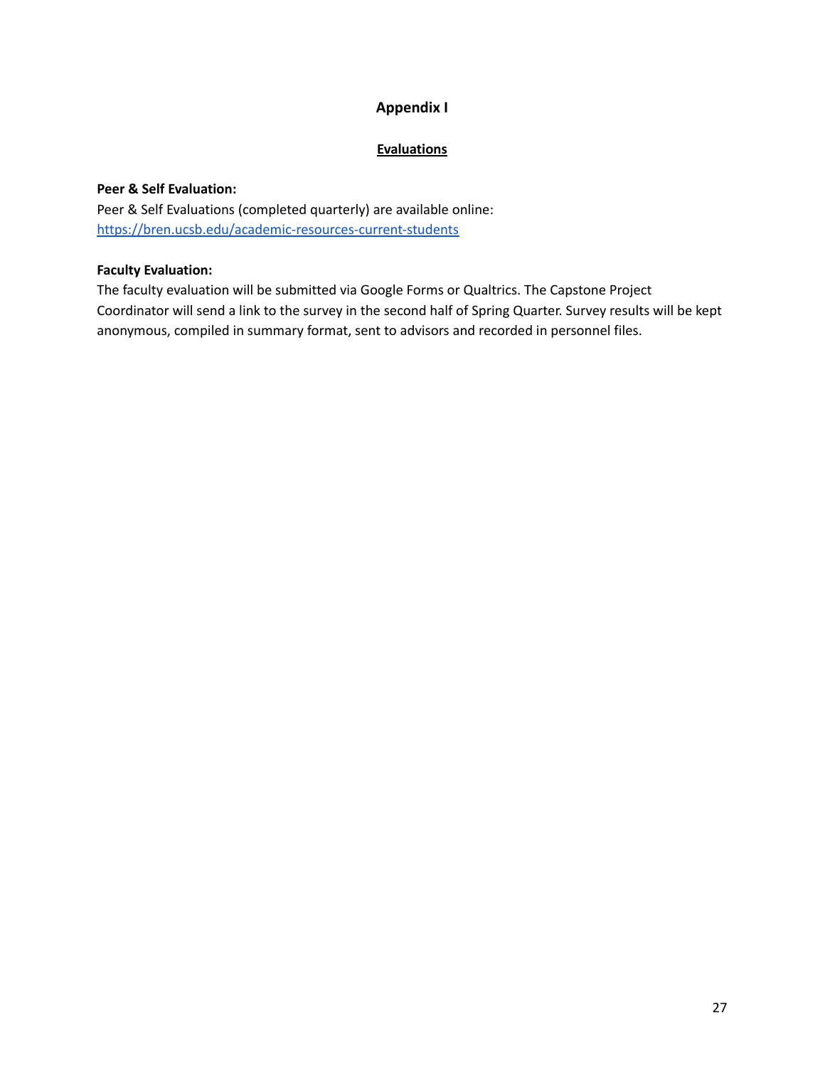# Appendix I

## Evaluations

**Peer & Self Evaluation:**

Peer & Self Evaluations (completed quarterly) are available online: [https://bren.ucsb.edu/academic-resources-current-students](https://bren.ucsb.edu/academic-resources-current-students)

**Faculty Evaluation:**

The faculty evaluation will be submitted via Google Forms or Qualtrics. The Capstone Project Coordinator will send a link to the survey in the second half of Spring Quarter. Survey results will be kept anonymous, compiled in summary format, sent to advisors and recorded in personnel files.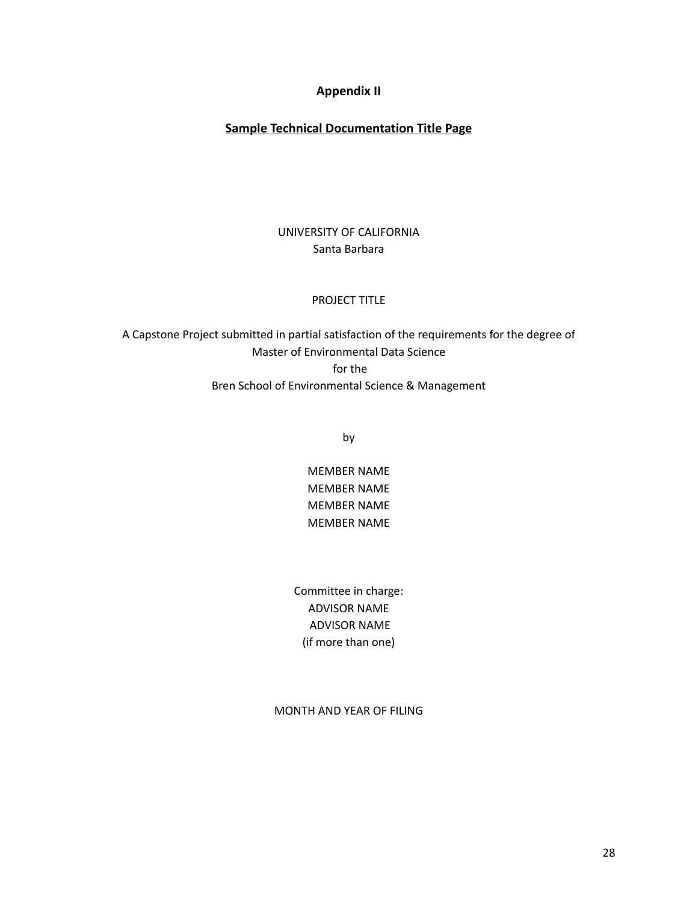# Appendix II

## <u>Sample Technical Documentation Title Page</u>

UNIVERSITY OF CALIFORNIA
Santa Barbara

PROJECT TITLE

A Capstone Project submitted in partial satisfaction of the requirements for the degree of
Master of Environmental Data Science
for the
Bren School of Environmental Science & Management

by

MEMBER NAME
MEMBER NAME
MEMBER NAME
MEMBER NAME

Committee in charge:
ADVISOR NAME
ADVISOR NAME
(if more than one)

MONTH AND YEAR OF FILING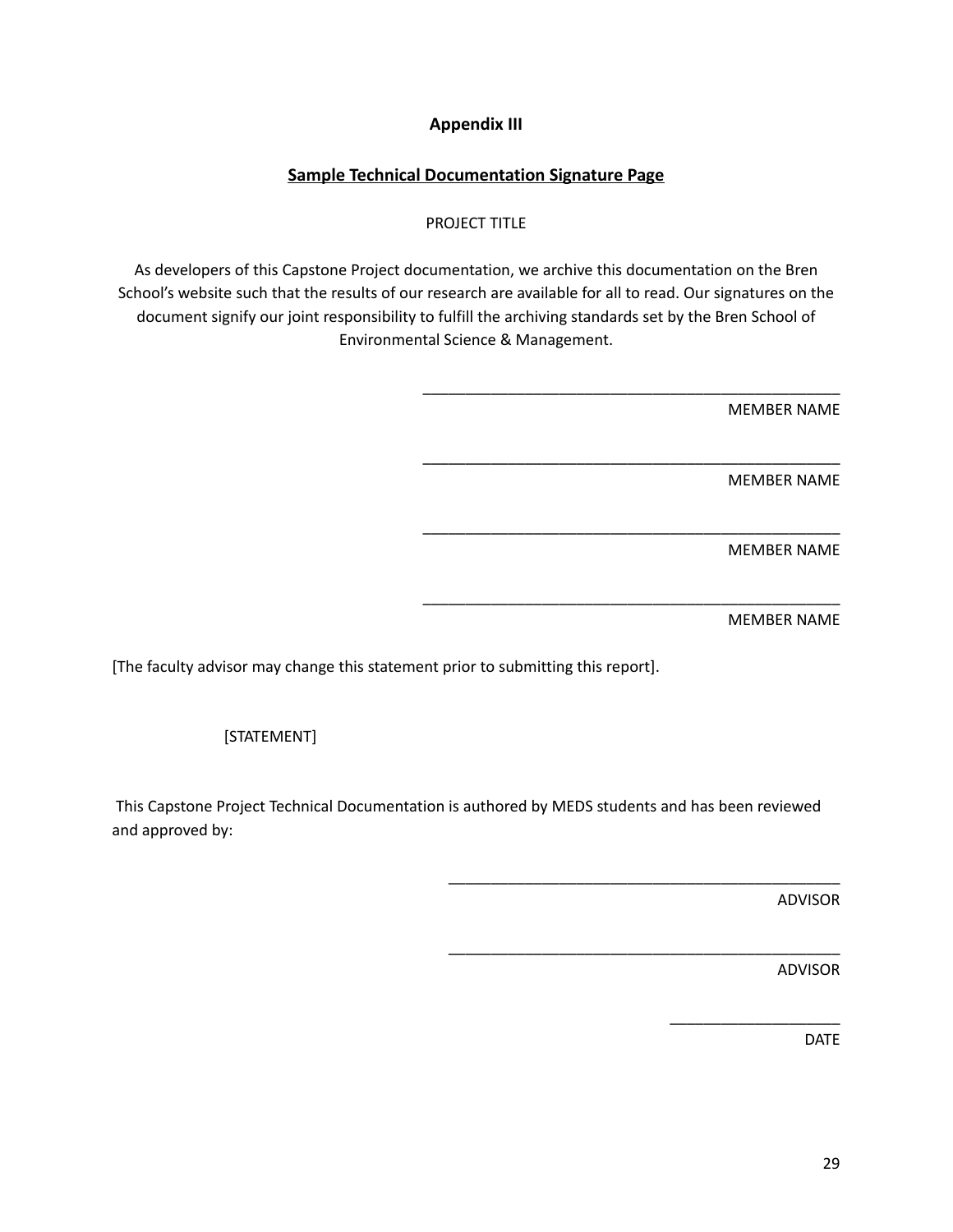## Appendix III

## Sample Technical Documentation Signature Page

PROJECT TITLE

As developers of this Capstone Project documentation, we archive this documentation on the Bren School's website such that the results of our research are available for all to read. Our signatures on the document signify our joint responsibility to fulfill the archiving standards set by the Bren School of Environmental Science & Management.

\_\_\_\_\_\_\_\_\_\_\_\_\_\_\_\_\_\_\_\_\_\_\_\_\_\_\_\_\_\_\_\_\_\_\_\_\_\_\_\_\_\_\_\_\_\_\_\_
MEMBER NAME

\_\_\_\_\_\_\_\_\_\_\_\_\_\_\_\_\_\_\_\_\_\_\_\_\_\_\_\_\_\_\_\_\_\_\_\_\_\_\_\_\_\_\_\_\_\_\_\_
MEMBER NAME

\_\_\_\_\_\_\_\_\_\_\_\_\_\_\_\_\_\_\_\_\_\_\_\_\_\_\_\_\_\_\_\_\_\_\_\_\_\_\_\_\_\_\_\_\_\_\_\_
MEMBER NAME

\_\_\_\_\_\_\_\_\_\_\_\_\_\_\_\_\_\_\_\_\_\_\_\_\_\_\_\_\_\_\_\_\_\_\_\_\_\_\_\_\_\_\_\_\_\_\_\_
MEMBER NAME

[The faculty advisor may change this statement prior to submitting this report].

[STATEMENT]

This Capstone Project Technical Documentation is authored by MEDS students and has been reviewed and approved by:

\_\_\_\_\_\_\_\_\_\_\_\_\_\_\_\_\_\_\_\_\_\_\_\_\_\_\_\_\_\_\_\_\_\_\_\_\_\_\_\_\_\_\_\_\_\_
ADVISOR

\_\_\_\_\_\_\_\_\_\_\_\_\_\_\_\_\_\_\_\_\_\_\_\_\_\_\_\_\_\_\_\_\_\_\_\_\_\_\_\_\_\_\_\_\_\_
ADVISOR

\_\_\_\_\_\_\_\_\_\_\_\_\_\_\_\_\_\_\_\_
DATE